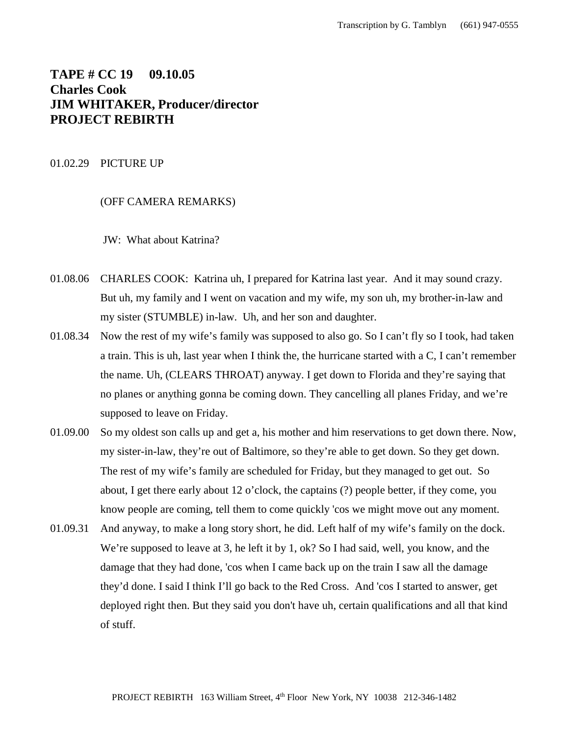**TAPE # CC 19 09.10.05**
**Charles Cook**
**JIM WHITAKER, Producer/director**
**PROJECT REBIRTH**

01.02.29 PICTURE UP

(OFF CAMERA REMARKS)

JW: What about Katrina?

01.08.06 CHARLES COOK: Katrina uh, I prepared for Katrina last year. And it may sound crazy. But uh, my family and I went on vacation and my wife, my son uh, my brother-in-law and my sister (STUMBLE) in-law. Uh, and her son and daughter.

01.08.34 Now the rest of my wife's family was supposed to also go. So I can't fly so I took, had taken a train. This is uh, last year when I think the, the hurricane started with a C, I can't remember the name. Uh, (CLEARS THROAT) anyway. I get down to Florida and they're saying that no planes or anything gonna be coming down. They cancelling all planes Friday, and we're supposed to leave on Friday.

01.09.00 So my oldest son calls up and get a, his mother and him reservations to get down there. Now, my sister-in-law, they're out of Baltimore, so they're able to get down. So they get down. The rest of my wife's family are scheduled for Friday, but they managed to get out. So about, I get there early about 12 o'clock, the captains (?) people better, if they come, you know people are coming, tell them to come quickly 'cos we might move out any moment.

01.09.31 And anyway, to make a long story short, he did. Left half of my wife's family on the dock. We're supposed to leave at 3, he left it by 1, ok? So I had said, well, you know, and the damage that they had done, 'cos when I came back up on the train I saw all the damage they'd done. I said I think I'll go back to the Red Cross. And 'cos I started to answer, get deployed right then. But they said you don't have uh, certain qualifications and all that kind of stuff.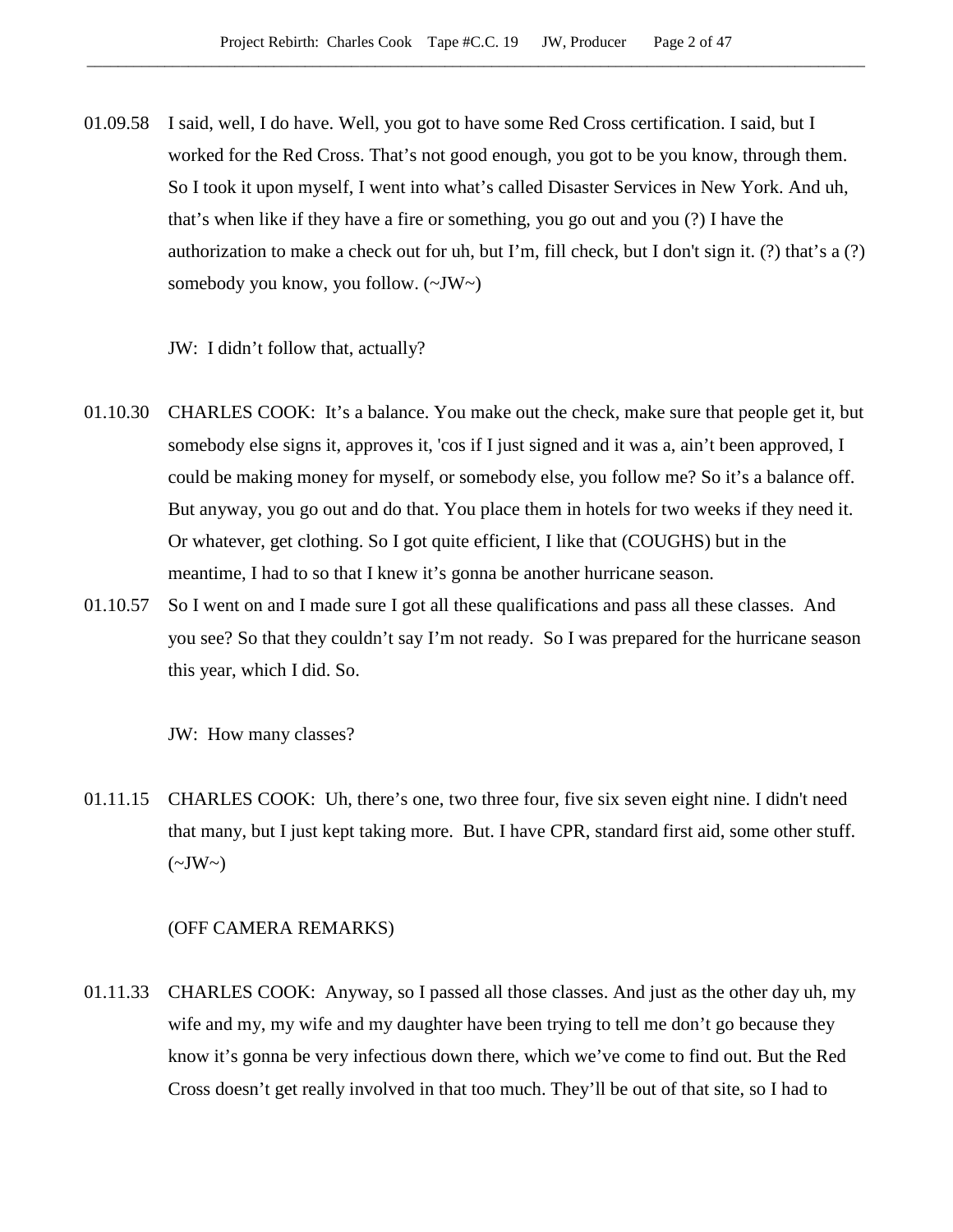01.09.58 I said, well, I do have. Well, you got to have some Red Cross certification. I said, but I worked for the Red Cross. That's not good enough, you got to be you know, through them. So I took it upon myself, I went into what's called Disaster Services in New York. And uh, that's when like if they have a fire or something, you go out and you (?) I have the authorization to make a check out for uh, but I'm, fill check, but I don't sign it. (?) that's a (?) somebody you know, you follow. (~JW~)

JW: I didn't follow that, actually?

01.10.30 CHARLES COOK: It's a balance. You make out the check, make sure that people get it, but somebody else signs it, approves it, 'cos if I just signed and it was a, ain't been approved, I could be making money for myself, or somebody else, you follow me? So it's a balance off. But anyway, you go out and do that. You place them in hotels for two weeks if they need it. Or whatever, get clothing. So I got quite efficient, I like that (COUGHS) but in the meantime, I had to so that I knew it's gonna be another hurricane season.

01.10.57 So I went on and I made sure I got all these qualifications and pass all these classes. And you see? So that they couldn't say I'm not ready. So I was prepared for the hurricane season this year, which I did. So.

JW: How many classes?

01.11.15 CHARLES COOK: Uh, there's one, two three four, five six seven eight nine. I didn't need that many, but I just kept taking more. But. I have CPR, standard first aid, some other stuff. (~JW~)

(OFF CAMERA REMARKS)

01.11.33 CHARLES COOK: Anyway, so I passed all those classes. And just as the other day uh, my wife and my, my wife and my daughter have been trying to tell me don't go because they know it's gonna be very infectious down there, which we've come to find out. But the Red Cross doesn't get really involved in that too much. They'll be out of that site, so I had to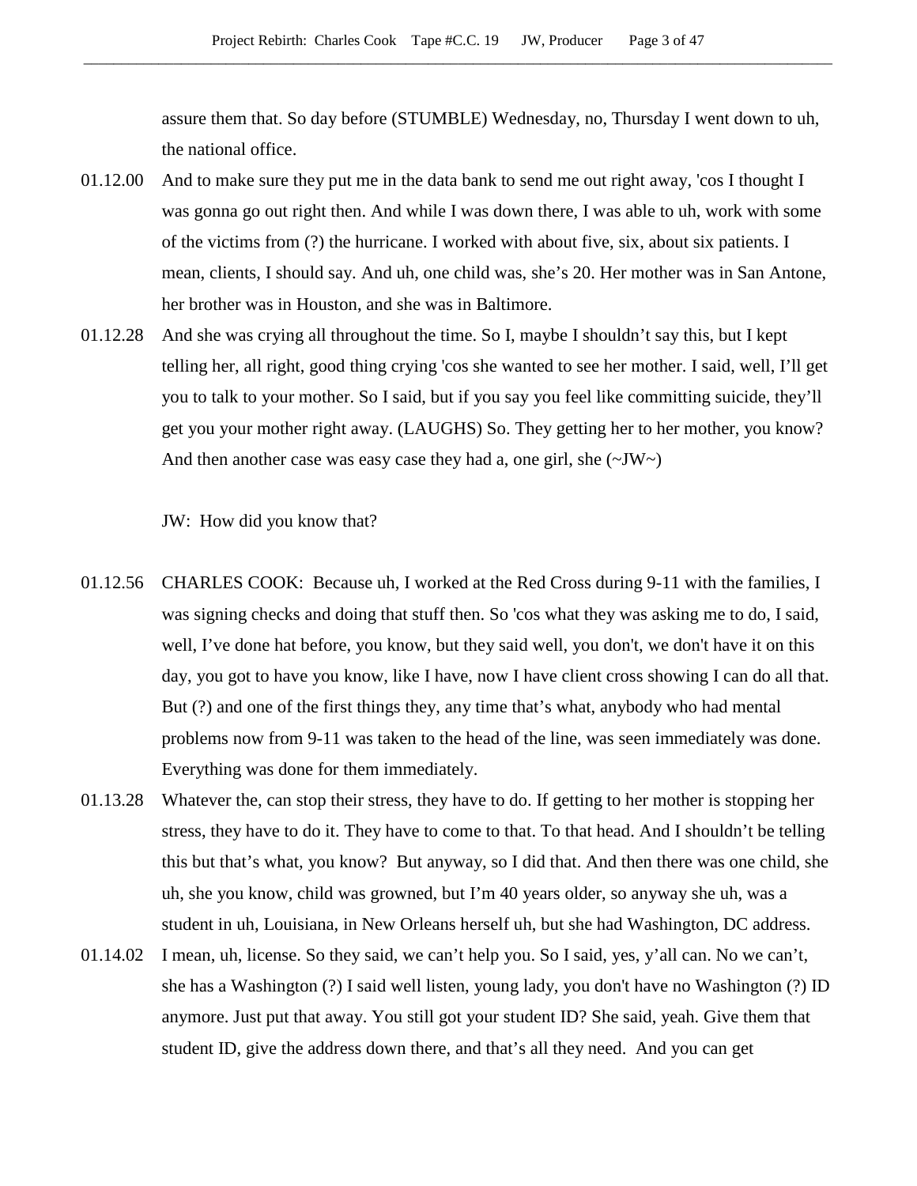assure them that. So day before (STUMBLE) Wednesday, no, Thursday I went down to uh, the national office.

01.12.00 And to make sure they put me in the data bank to send me out right away, 'cos I thought I was gonna go out right then. And while I was down there, I was able to uh, work with some of the victims from (?) the hurricane. I worked with about five, six, about six patients. I mean, clients, I should say. And uh, one child was, she's 20. Her mother was in San Antone, her brother was in Houston, and she was in Baltimore.

01.12.28 And she was crying all throughout the time. So I, maybe I shouldn't say this, but I kept telling her, all right, good thing crying 'cos she wanted to see her mother. I said, well, I'll get you to talk to your mother. So I said, but if you say you feel like committing suicide, they'll get you your mother right away. (LAUGHS) So. They getting her to her mother, you know? And then another case was easy case they had a, one girl, she (~JW~)

JW: How did you know that?

01.12.56 CHARLES COOK: Because uh, I worked at the Red Cross during 9-11 with the families, I was signing checks and doing that stuff then. So 'cos what they was asking me to do, I said, well, I've done hat before, you know, but they said well, you don't, we don't have it on this day, you got to have you know, like I have, now I have client cross showing I can do all that. But (?) and one of the first things they, any time that's what, anybody who had mental problems now from 9-11 was taken to the head of the line, was seen immediately was done. Everything was done for them immediately.

01.13.28 Whatever the, can stop their stress, they have to do. If getting to her mother is stopping her stress, they have to do it. They have to come to that. To that head. And I shouldn't be telling this but that's what, you know? But anyway, so I did that. And then there was one child, she uh, she you know, child was growned, but I'm 40 years older, so anyway she uh, was a student in uh, Louisiana, in New Orleans herself uh, but she had Washington, DC address.

01.14.02 I mean, uh, license. So they said, we can't help you. So I said, yes, y'all can. No we can't, she has a Washington (?) I said well listen, young lady, you don't have no Washington (?) ID anymore. Just put that away. You still got your student ID? She said, yeah. Give them that student ID, give the address down there, and that's all they need. And you can get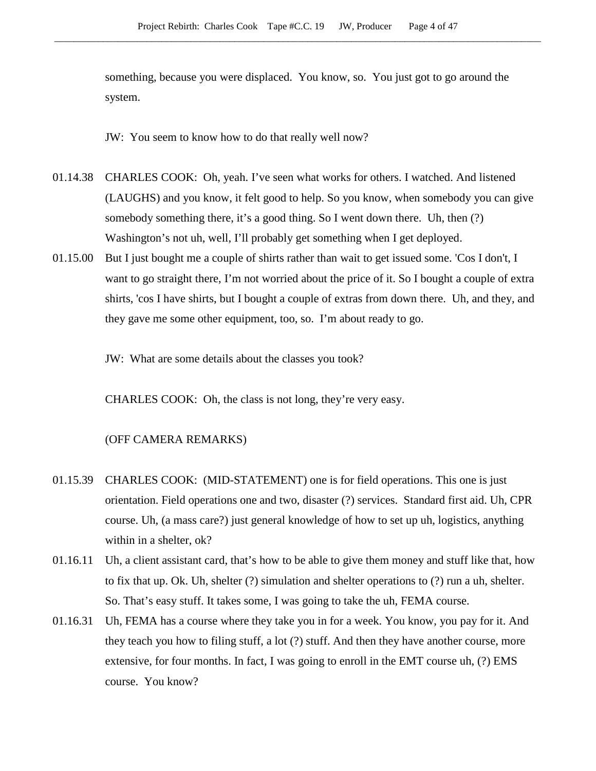something, because you were displaced. You know, so. You just got to go around the system.

JW: You seem to know how to do that really well now?

01.14.38 CHARLES COOK: Oh, yeah. I've seen what works for others. I watched. And listened (LAUGHS) and you know, it felt good to help. So you know, when somebody you can give somebody something there, it's a good thing. So I went down there. Uh, then (?) Washington's not uh, well, I'll probably get something when I get deployed.

01.15.00 But I just bought me a couple of shirts rather than wait to get issued some. 'Cos I don't, I want to go straight there, I'm not worried about the price of it. So I bought a couple of extra shirts, 'cos I have shirts, but I bought a couple of extras from down there. Uh, and they, and they gave me some other equipment, too, so. I'm about ready to go.

JW: What are some details about the classes you took?

CHARLES COOK: Oh, the class is not long, they're very easy.

(OFF CAMERA REMARKS)

01.15.39 CHARLES COOK: (MID-STATEMENT) one is for field operations. This one is just orientation. Field operations one and two, disaster (?) services. Standard first aid. Uh, CPR course. Uh, (a mass care?) just general knowledge of how to set up uh, logistics, anything within in a shelter, ok?

01.16.11 Uh, a client assistant card, that's how to be able to give them money and stuff like that, how to fix that up. Ok. Uh, shelter (?) simulation and shelter operations to (?) run a uh, shelter. So. That's easy stuff. It takes some, I was going to take the uh, FEMA course.

01.16.31 Uh, FEMA has a course where they take you in for a week. You know, you pay for it. And they teach you how to filing stuff, a lot (?) stuff. And then they have another course, more extensive, for four months. In fact, I was going to enroll in the EMT course uh, (?) EMS course. You know?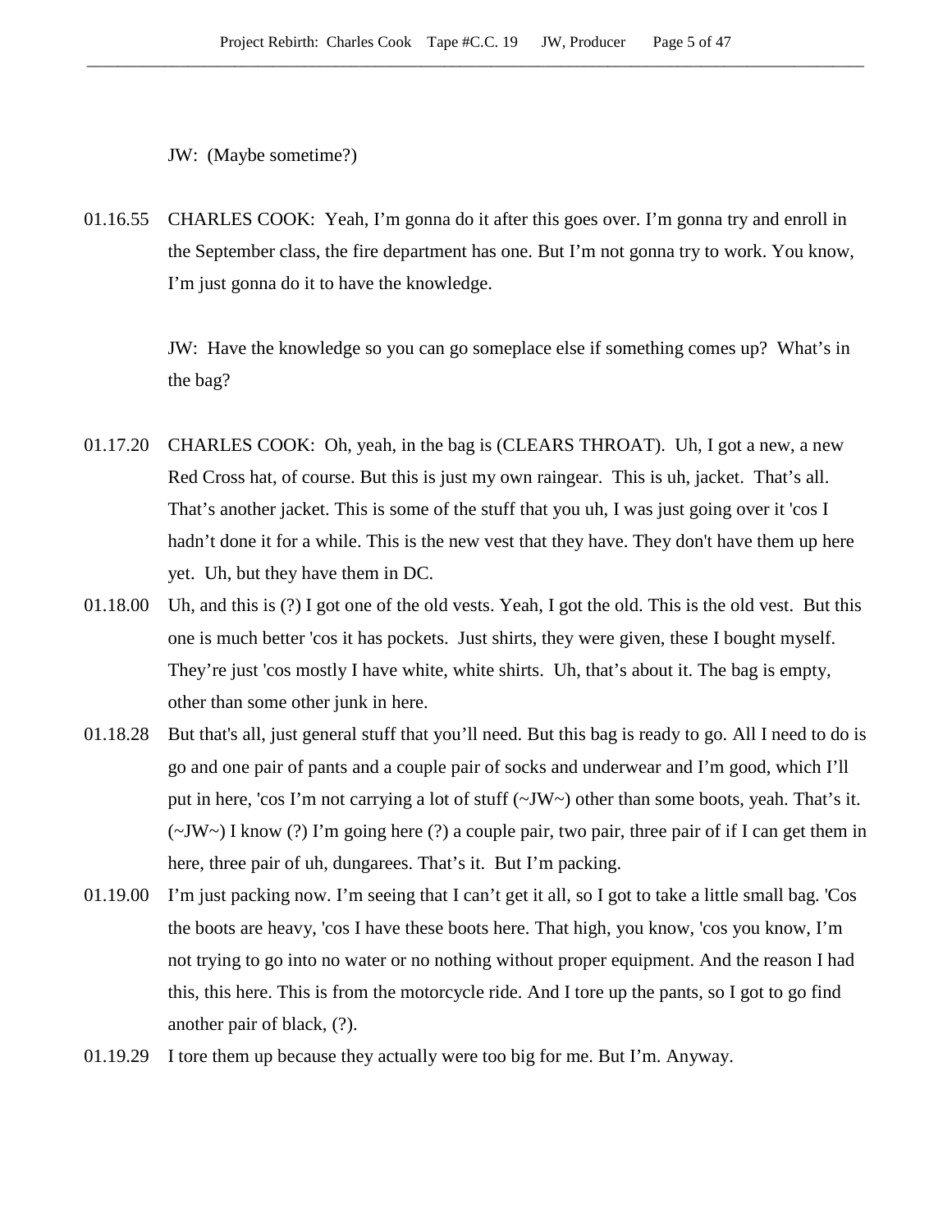JW: (Maybe sometime?)

01.16.55 CHARLES COOK: Yeah, I'm gonna do it after this goes over. I'm gonna try and enroll in the September class, the fire department has one. But I'm not gonna try to work. You know, I'm just gonna do it to have the knowledge.

JW: Have the knowledge so you can go someplace else if something comes up? What's in the bag?

01.17.20 CHARLES COOK: Oh, yeah, in the bag is (CLEARS THROAT). Uh, I got a new, a new Red Cross hat, of course. But this is just my own raingear. This is uh, jacket. That's all. That's another jacket. This is some of the stuff that you uh, I was just going over it 'cos I hadn't done it for a while. This is the new vest that they have. They don't have them up here yet. Uh, but they have them in DC.

01.18.00 Uh, and this is (?) I got one of the old vests. Yeah, I got the old. This is the old vest. But this one is much better 'cos it has pockets. Just shirts, they were given, these I bought myself. They're just 'cos mostly I have white, white shirts. Uh, that's about it. The bag is empty, other than some other junk in here.

01.18.28 But that's all, just general stuff that you'll need. But this bag is ready to go. All I need to do is go and one pair of pants and a couple pair of socks and underwear and I'm good, which I'll put in here, 'cos I'm not carrying a lot of stuff (~JW~) other than some boots, yeah. That's it. (~JW~) I know (?) I'm going here (?) a couple pair, two pair, three pair of if I can get them in here, three pair of uh, dungarees. That's it. But I'm packing.

01.19.00 I'm just packing now. I'm seeing that I can't get it all, so I got to take a little small bag. 'Cos the boots are heavy, 'cos I have these boots here. That high, you know, 'cos you know, I'm not trying to go into no water or no nothing without proper equipment. And the reason I had this, this here. This is from the motorcycle ride. And I tore up the pants, so I got to go find another pair of black, (?).

01.19.29 I tore them up because they actually were too big for me. But I'm. Anyway.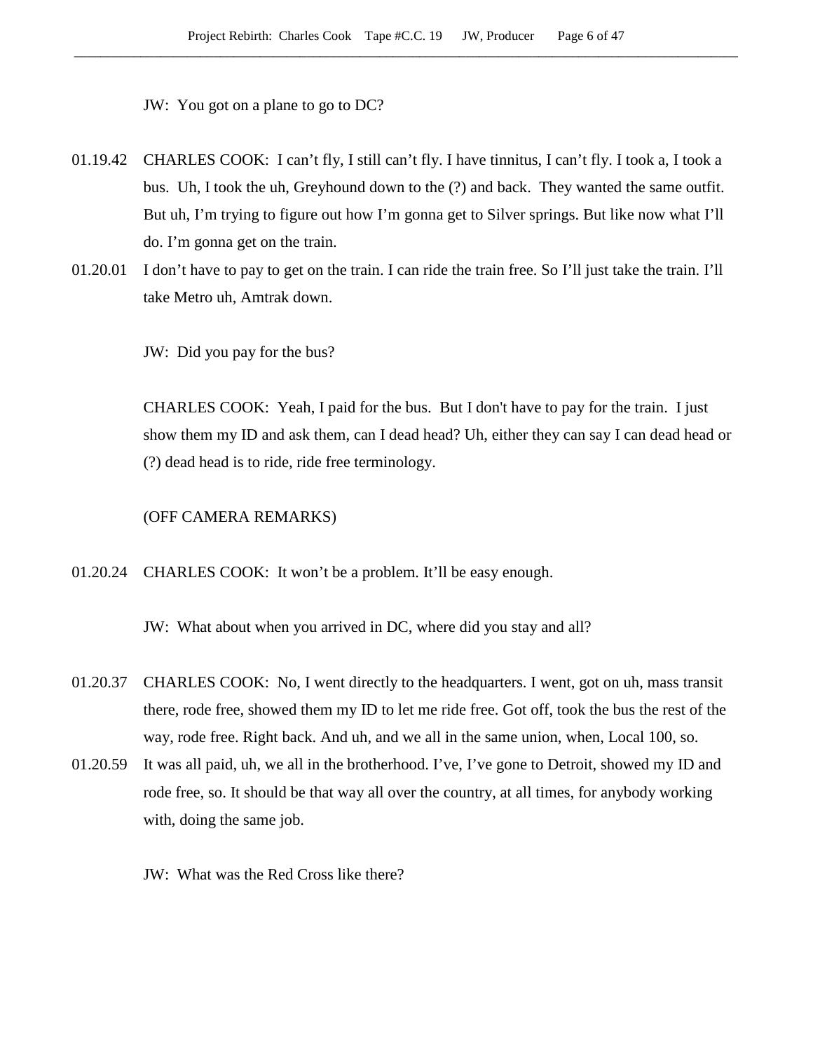JW: You got on a plane to go to DC?

01.19.42 CHARLES COOK: I can't fly, I still can't fly. I have tinnitus, I can't fly. I took a, I took a bus. Uh, I took the uh, Greyhound down to the (?) and back. They wanted the same outfit. But uh, I'm trying to figure out how I'm gonna get to Silver springs. But like now what I'll do. I'm gonna get on the train.

01.20.01 I don't have to pay to get on the train. I can ride the train free. So I'll just take the train. I'll take Metro uh, Amtrak down.

JW: Did you pay for the bus?

CHARLES COOK: Yeah, I paid for the bus. But I don't have to pay for the train. I just show them my ID and ask them, can I dead head? Uh, either they can say I can dead head or (?) dead head is to ride, ride free terminology.

(OFF CAMERA REMARKS)

01.20.24 CHARLES COOK: It won't be a problem. It'll be easy enough.

JW: What about when you arrived in DC, where did you stay and all?

01.20.37 CHARLES COOK: No, I went directly to the headquarters. I went, got on uh, mass transit there, rode free, showed them my ID to let me ride free. Got off, took the bus the rest of the way, rode free. Right back. And uh, and we all in the same union, when, Local 100, so.

01.20.59 It was all paid, uh, we all in the brotherhood. I've, I've gone to Detroit, showed my ID and rode free, so. It should be that way all over the country, at all times, for anybody working with, doing the same job.

JW: What was the Red Cross like there?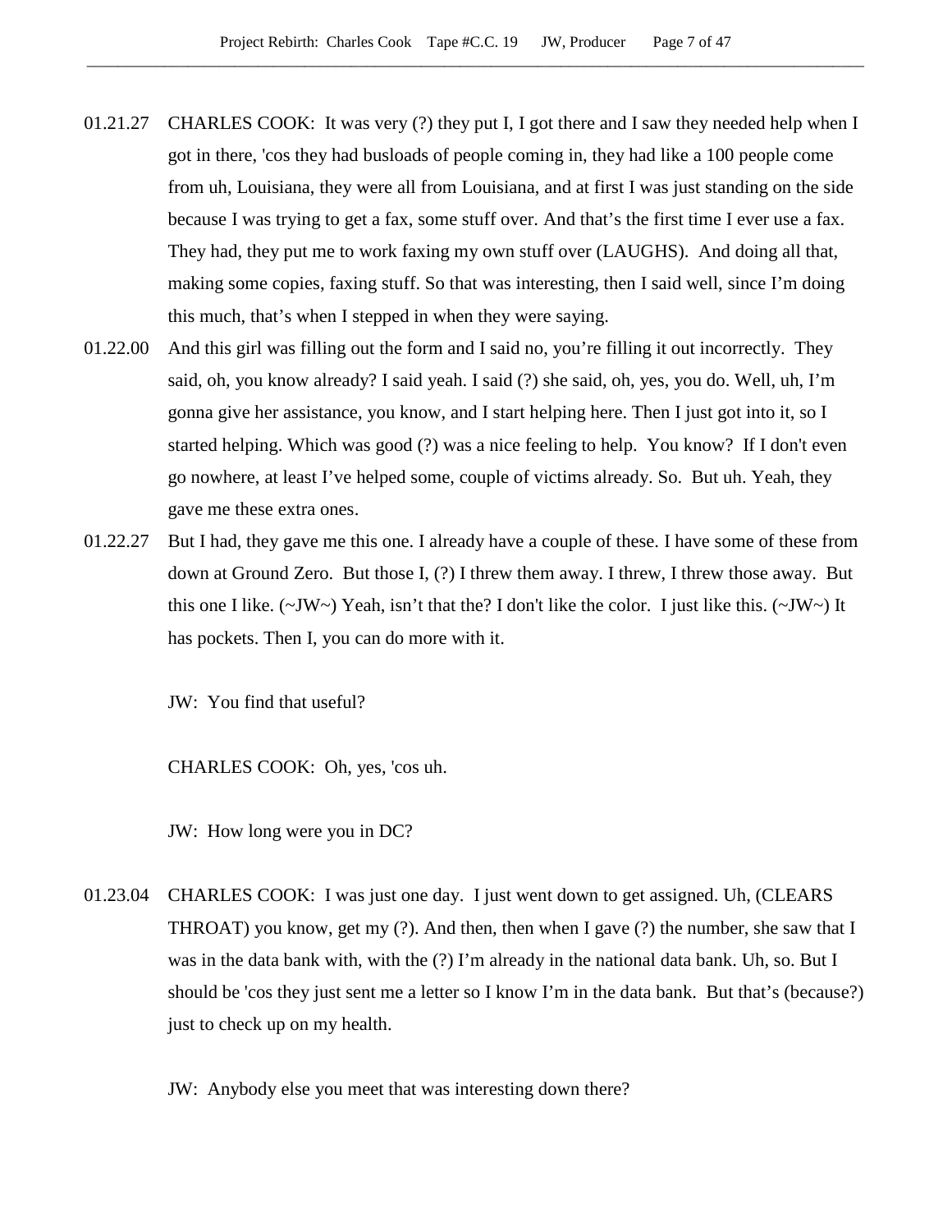01.21.27 CHARLES COOK: It was very (?) they put I, I got there and I saw they needed help when I got in there, 'cos they had busloads of people coming in, they had like a 100 people come from uh, Louisiana, they were all from Louisiana, and at first I was just standing on the side because I was trying to get a fax, some stuff over. And that's the first time I ever use a fax. They had, they put me to work faxing my own stuff over (LAUGHS). And doing all that, making some copies, faxing stuff. So that was interesting, then I said well, since I'm doing this much, that's when I stepped in when they were saying.

01.22.00 And this girl was filling out the form and I said no, you're filling it out incorrectly. They said, oh, you know already? I said yeah. I said (?) she said, oh, yes, you do. Well, uh, I'm gonna give her assistance, you know, and I start helping here. Then I just got into it, so I started helping. Which was good (?) was a nice feeling to help. You know? If I don't even go nowhere, at least I've helped some, couple of victims already. So. But uh. Yeah, they gave me these extra ones.

01.22.27 But I had, they gave me this one. I already have a couple of these. I have some of these from down at Ground Zero. But those I, (?) I threw them away. I threw, I threw those away. But this one I like. (~JW~) Yeah, isn't that the? I don't like the color. I just like this. (~JW~) It has pockets. Then I, you can do more with it.

JW: You find that useful?

CHARLES COOK: Oh, yes, 'cos uh.

JW: How long were you in DC?

01.23.04 CHARLES COOK: I was just one day. I just went down to get assigned. Uh, (CLEARS THROAT) you know, get my (?). And then, then when I gave (?) the number, she saw that I was in the data bank with, with the (?) I'm already in the national data bank. Uh, so. But I should be 'cos they just sent me a letter so I know I'm in the data bank. But that's (because?) just to check up on my health.

JW: Anybody else you meet that was interesting down there?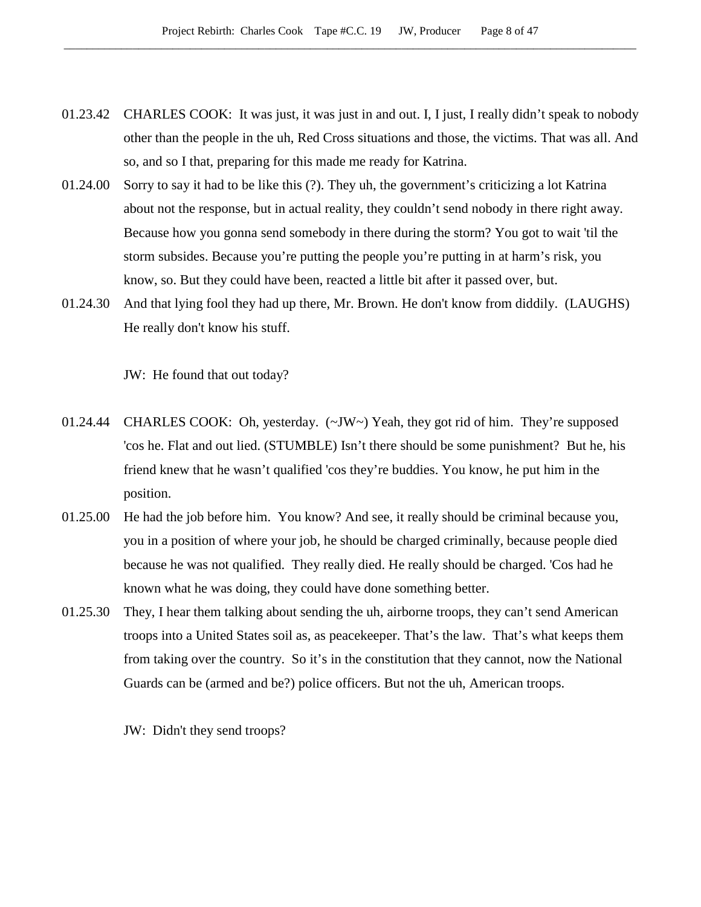01.23.42 CHARLES COOK: It was just, it was just in and out. I, I just, I really didn't speak to nobody other than the people in the uh, Red Cross situations and those, the victims. That was all. And so, and so I that, preparing for this made me ready for Katrina.

01.24.00 Sorry to say it had to be like this (?). They uh, the government's criticizing a lot Katrina about not the response, but in actual reality, they couldn't send nobody in there right away. Because how you gonna send somebody in there during the storm? You got to wait 'til the storm subsides. Because you're putting the people you're putting in at harm's risk, you know, so. But they could have been, reacted a little bit after it passed over, but.

01.24.30 And that lying fool they had up there, Mr. Brown. He don't know from diddily. (LAUGHS) He really don't know his stuff.

JW: He found that out today?

01.24.44 CHARLES COOK: Oh, yesterday. (~JW~) Yeah, they got rid of him. They're supposed 'cos he. Flat and out lied. (STUMBLE) Isn't there should be some punishment? But he, his friend knew that he wasn't qualified 'cos they're buddies. You know, he put him in the position.

01.25.00 He had the job before him. You know? And see, it really should be criminal because you, you in a position of where your job, he should be charged criminally, because people died because he was not qualified. They really died. He really should be charged. 'Cos had he known what he was doing, they could have done something better.

01.25.30 They, I hear them talking about sending the uh, airborne troops, they can't send American troops into a United States soil as, as peacekeeper. That's the law. That's what keeps them from taking over the country. So it's in the constitution that they cannot, now the National Guards can be (armed and be?) police officers. But not the uh, American troops.

JW: Didn't they send troops?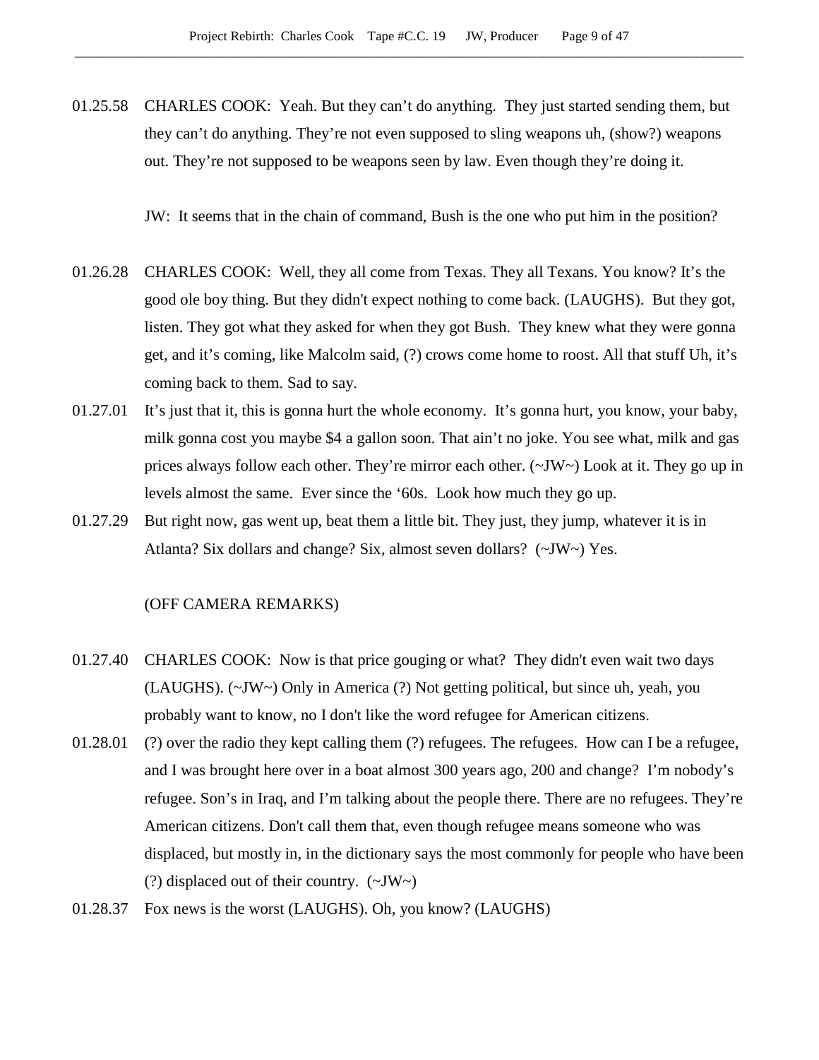01.25.58 CHARLES COOK: Yeah. But they can't do anything. They just started sending them, but they can't do anything. They're not even supposed to sling weapons uh, (show?) weapons out. They're not supposed to be weapons seen by law. Even though they're doing it.

JW: It seems that in the chain of command, Bush is the one who put him in the position?

01.26.28 CHARLES COOK: Well, they all come from Texas. They all Texans. You know? It's the good ole boy thing. But they didn't expect nothing to come back. (LAUGHS). But they got, listen. They got what they asked for when they got Bush. They knew what they were gonna get, and it's coming, like Malcolm said, (?) crows come home to roost. All that stuff Uh, it's coming back to them. Sad to say.

01.27.01 It's just that it, this is gonna hurt the whole economy. It's gonna hurt, you know, your baby, milk gonna cost you maybe $4 a gallon soon. That ain't no joke. You see what, milk and gas prices always follow each other. They're mirror each other. (~JW~) Look at it. They go up in levels almost the same. Ever since the '60s. Look how much they go up.

01.27.29 But right now, gas went up, beat them a little bit. They just, they jump, whatever it is in Atlanta? Six dollars and change? Six, almost seven dollars? (~JW~) Yes.

(OFF CAMERA REMARKS)

01.27.40 CHARLES COOK: Now is that price gouging or what? They didn't even wait two days (LAUGHS). (~JW~) Only in America (?) Not getting political, but since uh, yeah, you probably want to know, no I don't like the word refugee for American citizens.

01.28.01 (?) over the radio they kept calling them (?) refugees. The refugees. How can I be a refugee, and I was brought here over in a boat almost 300 years ago, 200 and change? I'm nobody's refugee. Son's in Iraq, and I'm talking about the people there. There are no refugees. They're American citizens. Don't call them that, even though refugee means someone who was displaced, but mostly in, in the dictionary says the most commonly for people who have been (?) displaced out of their country. (~JW~)

01.28.37 Fox news is the worst (LAUGHS). Oh, you know? (LAUGHS)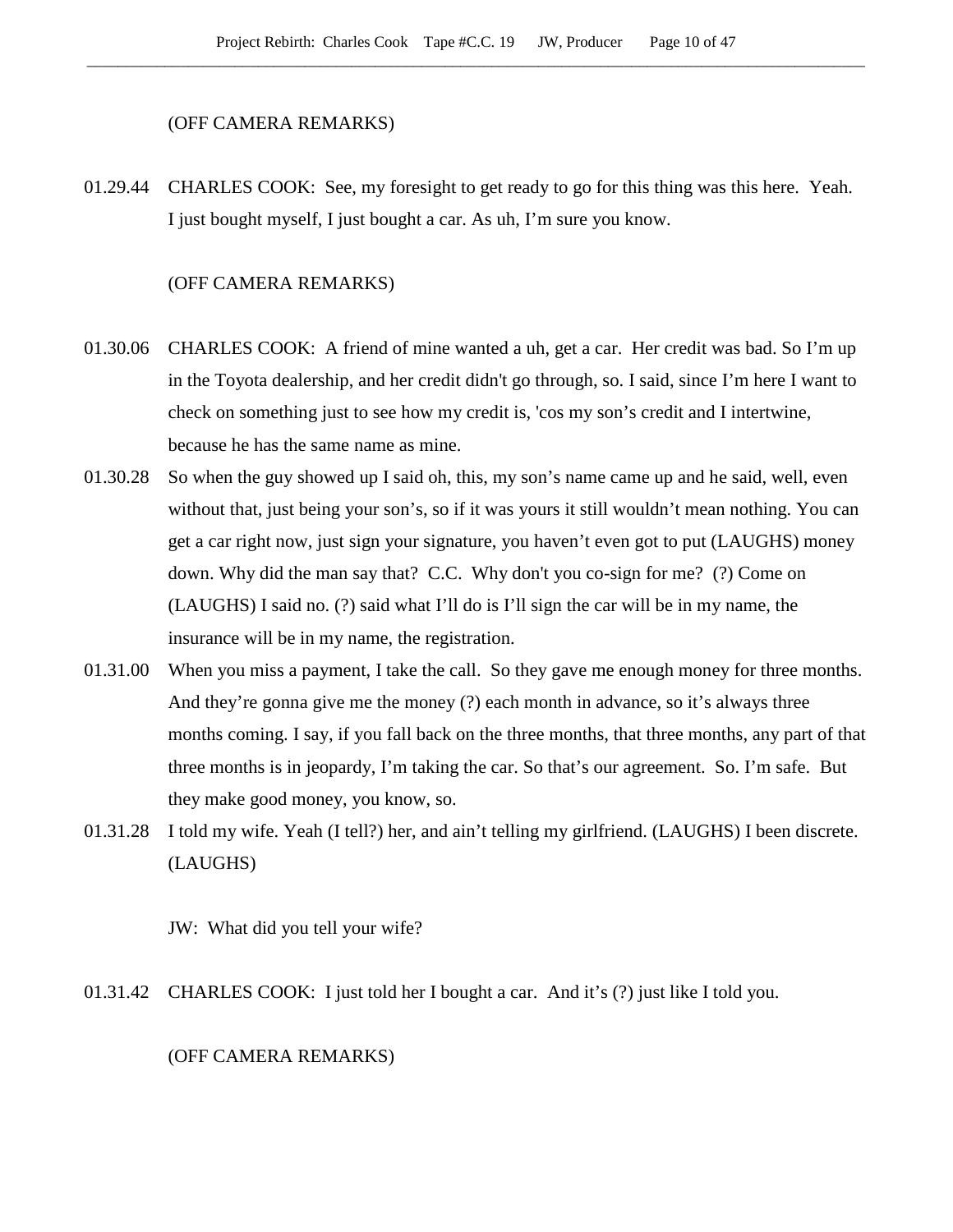(OFF CAMERA REMARKS)

01.29.44 CHARLES COOK: See, my foresight to get ready to go for this thing was this here. Yeah. I just bought myself, I just bought a car. As uh, I'm sure you know.

(OFF CAMERA REMARKS)

01.30.06 CHARLES COOK: A friend of mine wanted a uh, get a car. Her credit was bad. So I'm up in the Toyota dealership, and her credit didn't go through, so. I said, since I'm here I want to check on something just to see how my credit is, 'cos my son's credit and I intertwine, because he has the same name as mine.

01.30.28 So when the guy showed up I said oh, this, my son's name came up and he said, well, even without that, just being your son's, so if it was yours it still wouldn't mean nothing. You can get a car right now, just sign your signature, you haven't even got to put (LAUGHS) money down. Why did the man say that? C.C. Why don't you co-sign for me? (?) Come on (LAUGHS) I said no. (?) said what I'll do is I'll sign the car will be in my name, the insurance will be in my name, the registration.

01.31.00 When you miss a payment, I take the call. So they gave me enough money for three months. And they're gonna give me the money (?) each month in advance, so it's always three months coming. I say, if you fall back on the three months, that three months, any part of that three months is in jeopardy, I'm taking the car. So that's our agreement. So. I'm safe. But they make good money, you know, so.

01.31.28 I told my wife. Yeah (I tell?) her, and ain't telling my girlfriend. (LAUGHS) I been discrete. (LAUGHS)

JW: What did you tell your wife?

01.31.42 CHARLES COOK: I just told her I bought a car. And it's (?) just like I told you.

(OFF CAMERA REMARKS)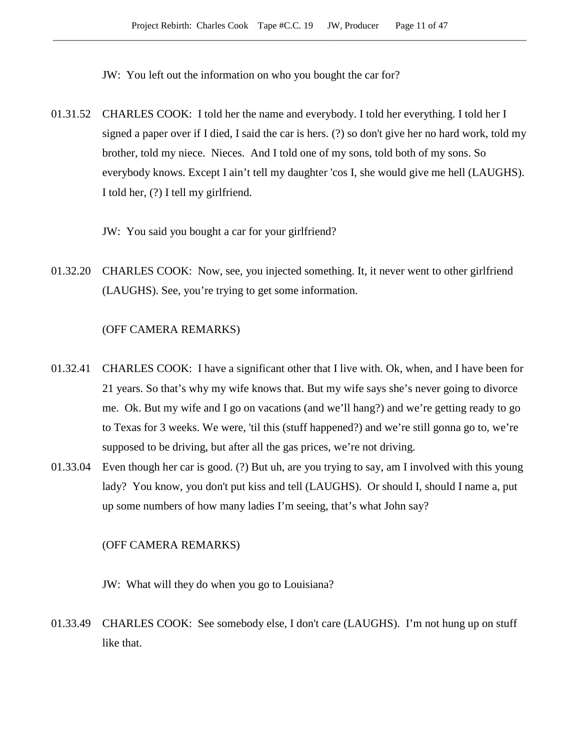JW: You left out the information on who you bought the car for?

01.31.52 CHARLES COOK: I told her the name and everybody. I told her everything. I told her I signed a paper over if I died, I said the car is hers. (?) so don't give her no hard work, told my brother, told my niece. Nieces. And I told one of my sons, told both of my sons. So everybody knows. Except I ain't tell my daughter 'cos I, she would give me hell (LAUGHS). I told her, (?) I tell my girlfriend.

JW: You said you bought a car for your girlfriend?

01.32.20 CHARLES COOK: Now, see, you injected something. It, it never went to other girlfriend (LAUGHS). See, you're trying to get some information.

(OFF CAMERA REMARKS)

01.32.41 CHARLES COOK: I have a significant other that I live with. Ok, when, and I have been for 21 years. So that's why my wife knows that. But my wife says she's never going to divorce me. Ok. But my wife and I go on vacations (and we'll hang?) and we're getting ready to go to Texas for 3 weeks. We were, 'til this (stuff happened?) and we're still gonna go to, we're supposed to be driving, but after all the gas prices, we're not driving.

01.33.04 Even though her car is good. (?) But uh, are you trying to say, am I involved with this young lady? You know, you don't put kiss and tell (LAUGHS). Or should I, should I name a, put up some numbers of how many ladies I'm seeing, that's what John say?

(OFF CAMERA REMARKS)

JW: What will they do when you go to Louisiana?

01.33.49 CHARLES COOK: See somebody else, I don't care (LAUGHS). I'm not hung up on stuff like that.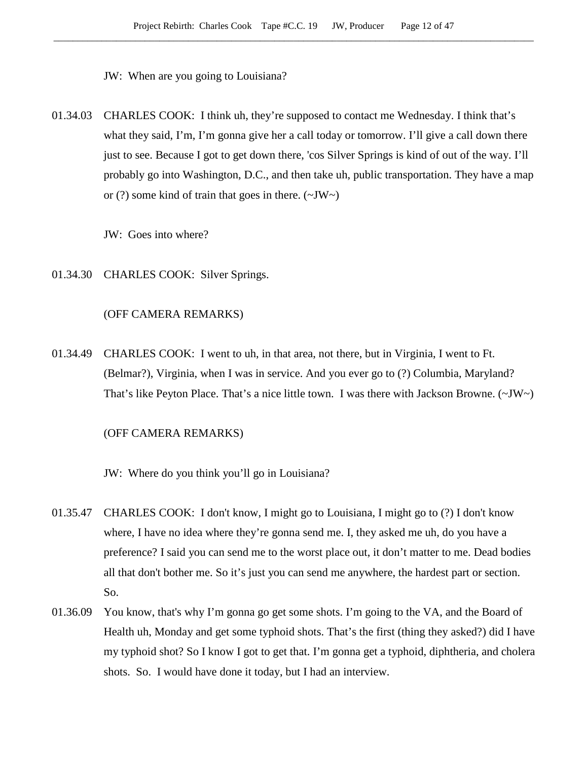JW: When are you going to Louisiana?

01.34.03 CHARLES COOK: I think uh, they're supposed to contact me Wednesday. I think that's what they said, I'm, I'm gonna give her a call today or tomorrow. I'll give a call down there just to see. Because I got to get down there, 'cos Silver Springs is kind of out of the way. I'll probably go into Washington, D.C., and then take uh, public transportation. They have a map or (?) some kind of train that goes in there. (~JW~)

JW: Goes into where?

01.34.30 CHARLES COOK: Silver Springs.

(OFF CAMERA REMARKS)

01.34.49 CHARLES COOK: I went to uh, in that area, not there, but in Virginia, I went to Ft. (Belmar?), Virginia, when I was in service. And you ever go to (?) Columbia, Maryland? That's like Peyton Place. That's a nice little town. I was there with Jackson Browne. (~JW~)

(OFF CAMERA REMARKS)

JW: Where do you think you'll go in Louisiana?

01.35.47 CHARLES COOK: I don't know, I might go to Louisiana, I might go to (?) I don't know where, I have no idea where they're gonna send me. I, they asked me uh, do you have a preference? I said you can send me to the worst place out, it don't matter to me. Dead bodies all that don't bother me. So it's just you can send me anywhere, the hardest part or section. So.

01.36.09 You know, that's why I'm gonna go get some shots. I'm going to the VA, and the Board of Health uh, Monday and get some typhoid shots. That's the first (thing they asked?) did I have my typhoid shot? So I know I got to get that. I'm gonna get a typhoid, diphtheria, and cholera shots. So. I would have done it today, but I had an interview.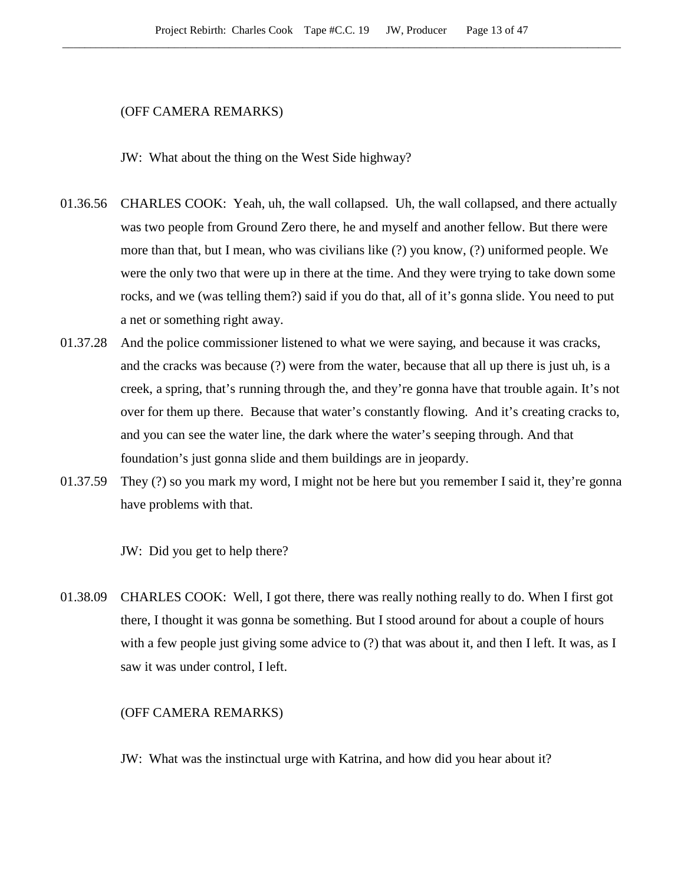(OFF CAMERA REMARKS)

JW: What about the thing on the West Side highway?

01.36.56 CHARLES COOK: Yeah, uh, the wall collapsed. Uh, the wall collapsed, and there actually was two people from Ground Zero there, he and myself and another fellow. But there were more than that, but I mean, who was civilians like (?) you know, (?) uniformed people. We were the only two that were up in there at the time. And they were trying to take down some rocks, and we (was telling them?) said if you do that, all of it's gonna slide. You need to put a net or something right away.

01.37.28 And the police commissioner listened to what we were saying, and because it was cracks, and the cracks was because (?) were from the water, because that all up there is just uh, is a creek, a spring, that's running through the, and they're gonna have that trouble again. It's not over for them up there. Because that water's constantly flowing. And it's creating cracks to, and you can see the water line, the dark where the water's seeping through. And that foundation's just gonna slide and them buildings are in jeopardy.

01.37.59 They (?) so you mark my word, I might not be here but you remember I said it, they're gonna have problems with that.

JW: Did you get to help there?

01.38.09 CHARLES COOK: Well, I got there, there was really nothing really to do. When I first got there, I thought it was gonna be something. But I stood around for about a couple of hours with a few people just giving some advice to (?) that was about it, and then I left. It was, as I saw it was under control, I left.

(OFF CAMERA REMARKS)

JW: What was the instinctual urge with Katrina, and how did you hear about it?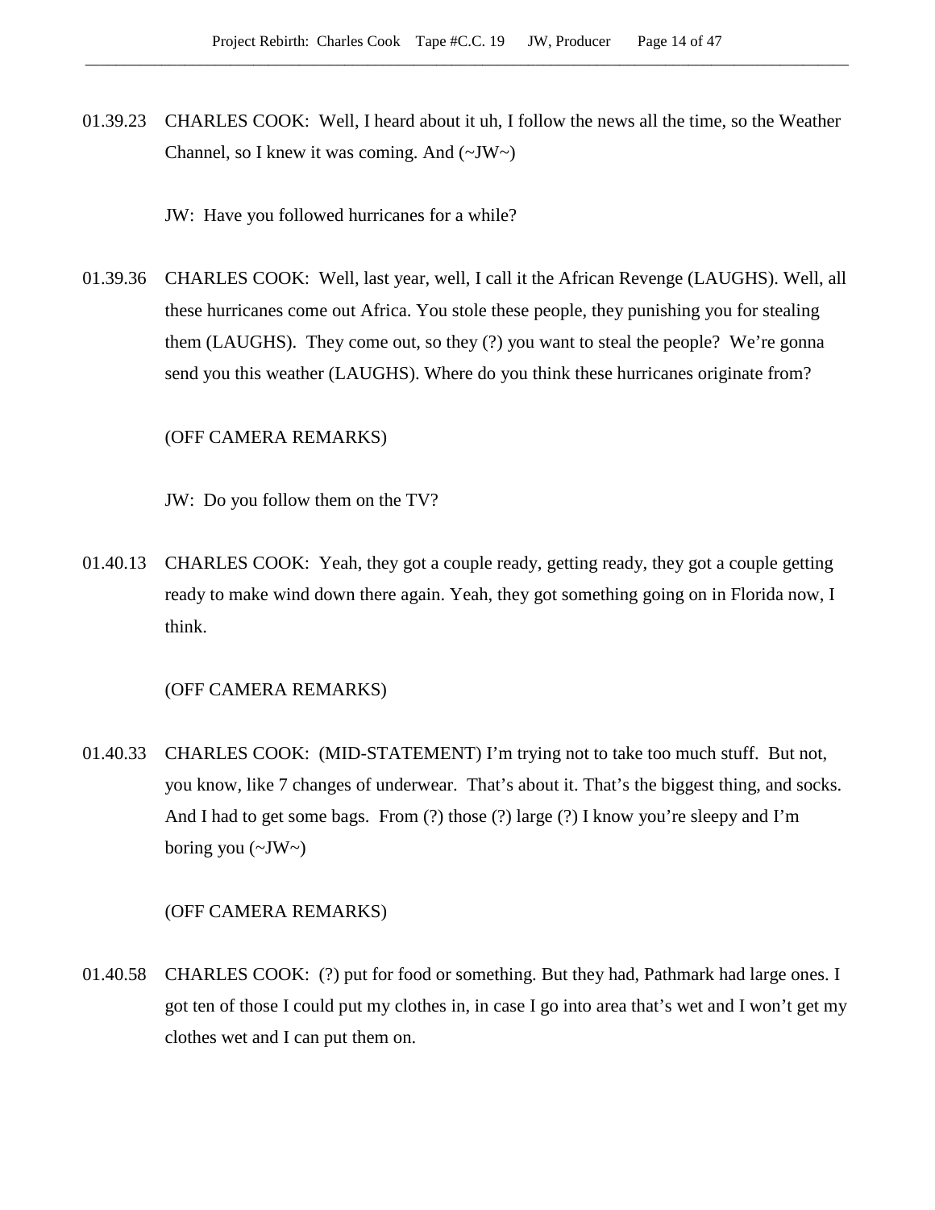01.39.23 CHARLES COOK: Well, I heard about it uh, I follow the news all the time, so the Weather Channel, so I knew it was coming. And (~JW~)

JW: Have you followed hurricanes for a while?

01.39.36 CHARLES COOK: Well, last year, well, I call it the African Revenge (LAUGHS). Well, all these hurricanes come out Africa. You stole these people, they punishing you for stealing them (LAUGHS). They come out, so they (?) you want to steal the people? We're gonna send you this weather (LAUGHS). Where do you think these hurricanes originate from?

(OFF CAMERA REMARKS)

JW: Do you follow them on the TV?

01.40.13 CHARLES COOK: Yeah, they got a couple ready, getting ready, they got a couple getting ready to make wind down there again. Yeah, they got something going on in Florida now, I think.

(OFF CAMERA REMARKS)

01.40.33 CHARLES COOK: (MID-STATEMENT) I'm trying not to take too much stuff. But not, you know, like 7 changes of underwear. That's about it. That's the biggest thing, and socks. And I had to get some bags. From (?) those (?) large (?) I know you're sleepy and I'm boring you (~JW~)

(OFF CAMERA REMARKS)

01.40.58 CHARLES COOK: (?) put for food or something. But they had, Pathmark had large ones. I got ten of those I could put my clothes in, in case I go into area that's wet and I won't get my clothes wet and I can put them on.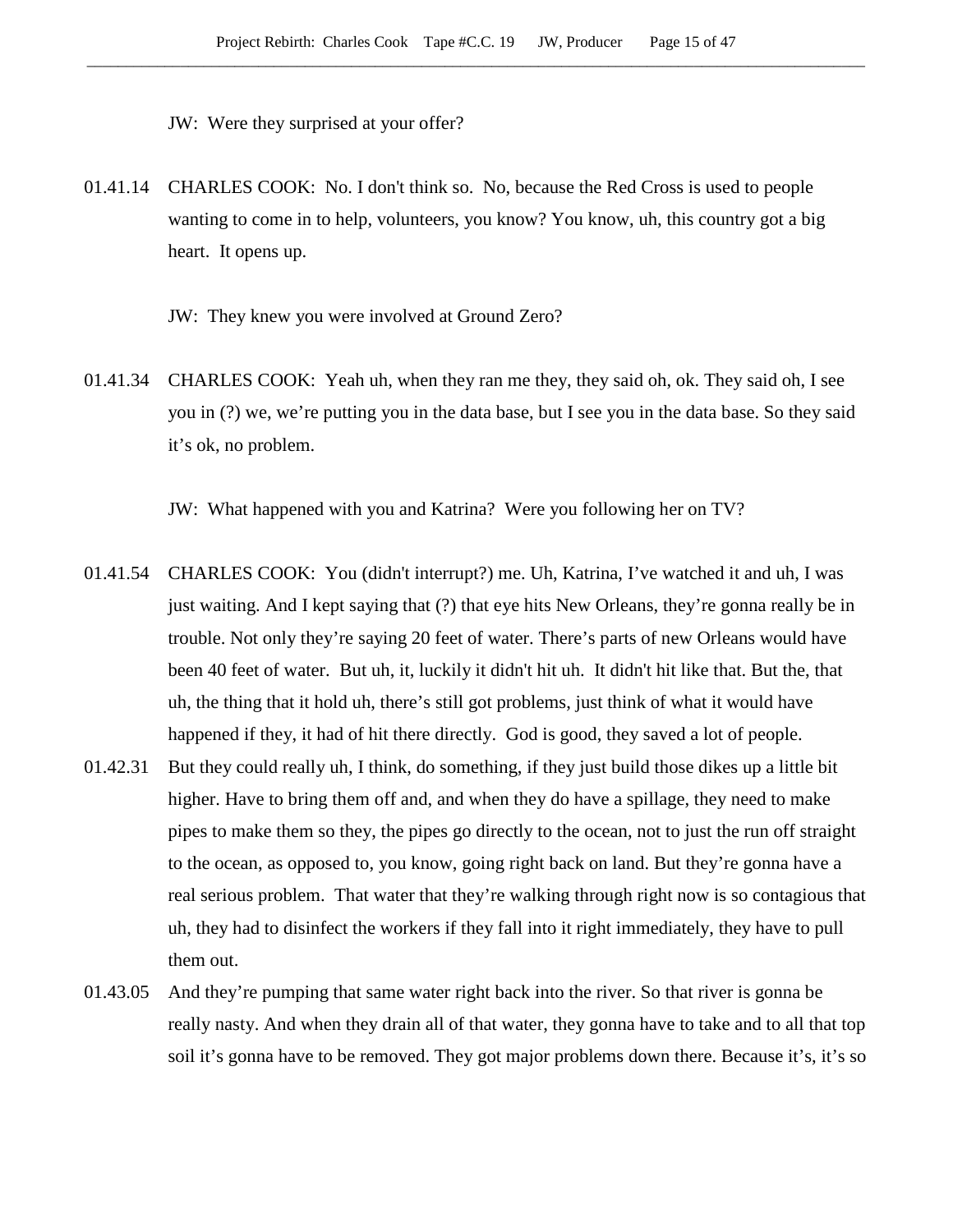JW: Were they surprised at your offer?

01.41.14 CHARLES COOK: No. I don't think so. No, because the Red Cross is used to people wanting to come in to help, volunteers, you know? You know, uh, this country got a big heart. It opens up.

JW: They knew you were involved at Ground Zero?

01.41.34 CHARLES COOK: Yeah uh, when they ran me they, they said oh, ok. They said oh, I see you in (?) we, we’re putting you in the data base, but I see you in the data base. So they said it’s ok, no problem.

JW: What happened with you and Katrina? Were you following her on TV?

01.41.54 CHARLES COOK: You (didn't interrupt?) me. Uh, Katrina, I’ve watched it and uh, I was just waiting. And I kept saying that (?) that eye hits New Orleans, they’re gonna really be in trouble. Not only they’re saying 20 feet of water. There’s parts of new Orleans would have been 40 feet of water. But uh, it, luckily it didn't hit uh. It didn't hit like that. But the, that uh, the thing that it hold uh, there’s still got problems, just think of what it would have happened if they, it had of hit there directly. God is good, they saved a lot of people.

01.42.31 But they could really uh, I think, do something, if they just build those dikes up a little bit higher. Have to bring them off and, and when they do have a spillage, they need to make pipes to make them so they, the pipes go directly to the ocean, not to just the run off straight to the ocean, as opposed to, you know, going right back on land. But they’re gonna have a real serious problem. That water that they’re walking through right now is so contagious that uh, they had to disinfect the workers if they fall into it right immediately, they have to pull them out.

01.43.05 And they’re pumping that same water right back into the river. So that river is gonna be really nasty. And when they drain all of that water, they gonna have to take and to all that top soil it’s gonna have to be removed. They got major problems down there. Because it’s, it’s so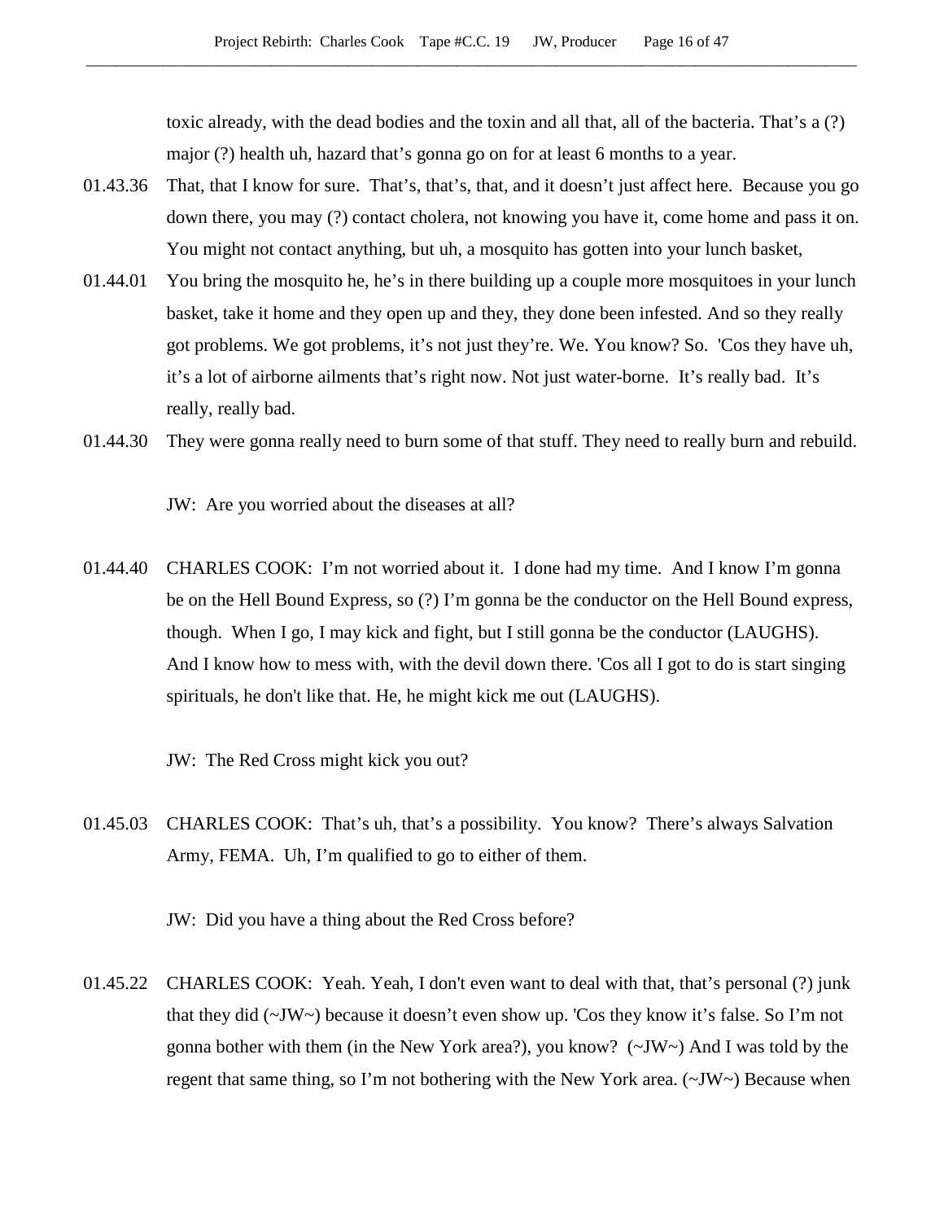toxic already, with the dead bodies and the toxin and all that, all of the bacteria. That's a (?) major (?) health uh, hazard that's gonna go on for at least 6 months to a year.

01.43.36 That, that I know for sure. That's, that's, that, and it doesn't just affect here. Because you go down there, you may (?) contact cholera, not knowing you have it, come home and pass it on. You might not contact anything, but uh, a mosquito has gotten into your lunch basket,

01.44.01 You bring the mosquito he, he's in there building up a couple more mosquitoes in your lunch basket, take it home and they open up and they, they done been infested. And so they really got problems. We got problems, it's not just they're. We. You know? So. 'Cos they have uh, it's a lot of airborne ailments that's right now. Not just water-borne. It's really bad. It's really, really bad.

01.44.30 They were gonna really need to burn some of that stuff. They need to really burn and rebuild.

JW: Are you worried about the diseases at all?

01.44.40 CHARLES COOK: I'm not worried about it. I done had my time. And I know I'm gonna be on the Hell Bound Express, so (?) I'm gonna be the conductor on the Hell Bound express, though. When I go, I may kick and fight, but I still gonna be the conductor (LAUGHS). And I know how to mess with, with the devil down there. 'Cos all I got to do is start singing spirituals, he don't like that. He, he might kick me out (LAUGHS).

JW: The Red Cross might kick you out?

01.45.03 CHARLES COOK: That's uh, that's a possibility. You know? There's always Salvation Army, FEMA. Uh, I'm qualified to go to either of them.

JW: Did you have a thing about the Red Cross before?

01.45.22 CHARLES COOK: Yeah. Yeah, I don't even want to deal with that, that's personal (?) junk that they did (~JW~) because it doesn't even show up. 'Cos they know it's false. So I'm not gonna bother with them (in the New York area?), you know? (~JW~) And I was told by the regent that same thing, so I'm not bothering with the New York area. (~JW~) Because when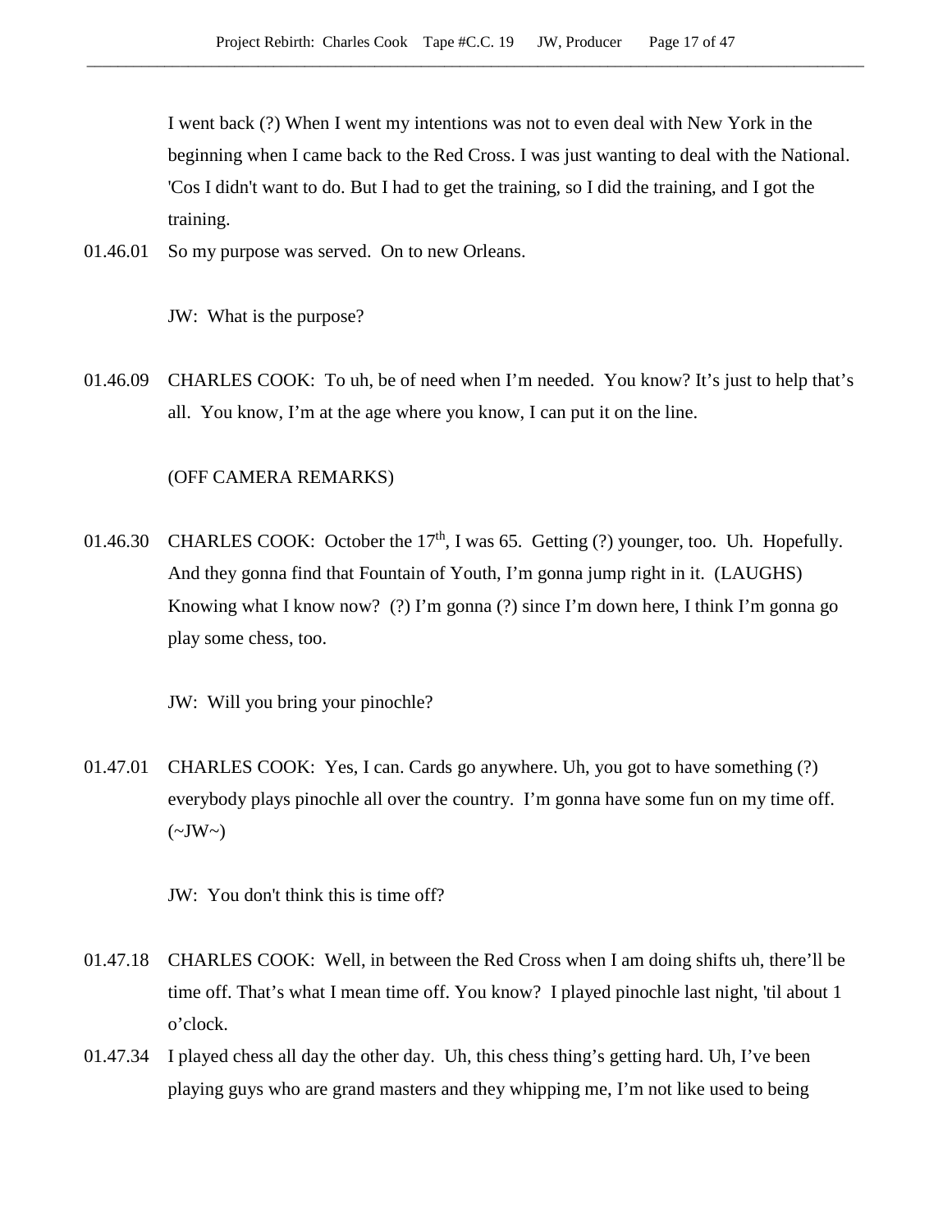I went back (?) When I went my intentions was not to even deal with New York in the beginning when I came back to the Red Cross. I was just wanting to deal with the National. 'Cos I didn't want to do. But I had to get the training, so I did the training, and I got the training.

01.46.01 So my purpose was served. On to new Orleans.

JW: What is the purpose?

01.46.09 CHARLES COOK: To uh, be of need when I'm needed. You know? It's just to help that's all. You know, I'm at the age where you know, I can put it on the line.

(OFF CAMERA REMARKS)

01.46.30 CHARLES COOK: October the 17th, I was 65. Getting (?) younger, too. Uh. Hopefully. And they gonna find that Fountain of Youth, I'm gonna jump right in it. (LAUGHS) Knowing what I know now? (?) I'm gonna (?) since I'm down here, I think I'm gonna go play some chess, too.

JW: Will you bring your pinochle?

01.47.01 CHARLES COOK: Yes, I can. Cards go anywhere. Uh, you got to have something (?) everybody plays pinochle all over the country. I'm gonna have some fun on my time off. (~JW~)

JW: You don't think this is time off?

01.47.18 CHARLES COOK: Well, in between the Red Cross when I am doing shifts uh, there'll be time off. That's what I mean time off. You know? I played pinochle last night, 'til about 1 o'clock.

01.47.34 I played chess all day the other day. Uh, this chess thing's getting hard. Uh, I've been playing guys who are grand masters and they whipping me, I'm not like used to being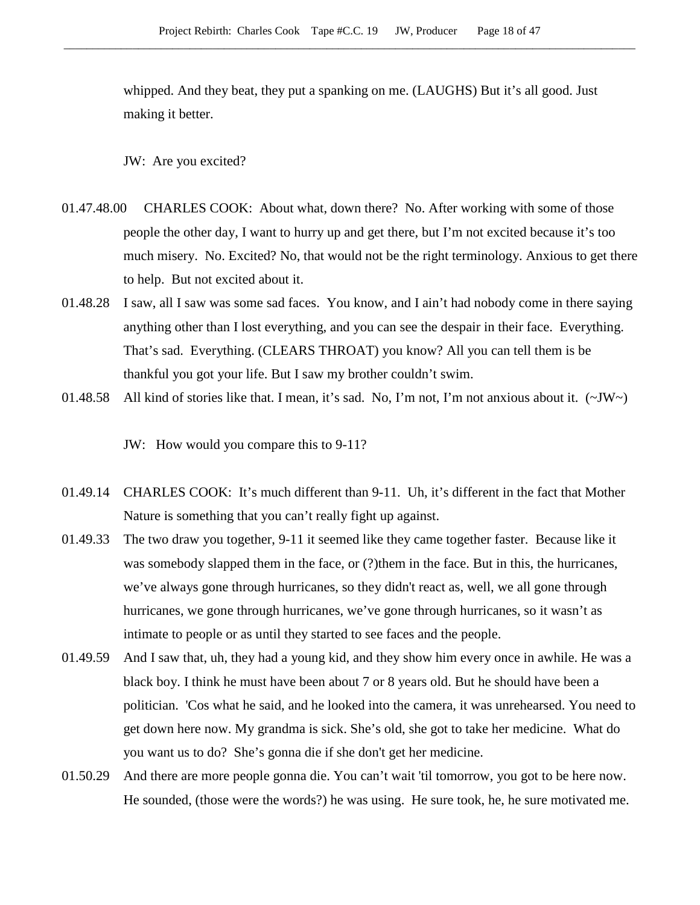whipped. And they beat, they put a spanking on me. (LAUGHS) But it's all good. Just making it better.

JW: Are you excited?

01.47.48.00 CHARLES COOK: About what, down there? No. After working with some of those people the other day, I want to hurry up and get there, but I'm not excited because it's too much misery. No. Excited? No, that would not be the right terminology. Anxious to get there to help. But not excited about it.

01.48.28 I saw, all I saw was some sad faces. You know, and I ain't had nobody come in there saying anything other than I lost everything, and you can see the despair in their face. Everything. That's sad. Everything. (CLEARS THROAT) you know? All you can tell them is be thankful you got your life. But I saw my brother couldn't swim.

01.48.58 All kind of stories like that. I mean, it's sad. No, I'm not, I'm not anxious about it. (~JW~)

JW: How would you compare this to 9-11?

01.49.14 CHARLES COOK: It's much different than 9-11. Uh, it's different in the fact that Mother Nature is something that you can't really fight up against.

01.49.33 The two draw you together, 9-11 it seemed like they came together faster. Because like it was somebody slapped them in the face, or (?)them in the face. But in this, the hurricanes, we've always gone through hurricanes, so they didn't react as, well, we all gone through hurricanes, we gone through hurricanes, we've gone through hurricanes, so it wasn't as intimate to people or as until they started to see faces and the people.

01.49.59 And I saw that, uh, they had a young kid, and they show him every once in awhile. He was a black boy. I think he must have been about 7 or 8 years old. But he should have been a politician. 'Cos what he said, and he looked into the camera, it was unrehearsed. You need to get down here now. My grandma is sick. She's old, she got to take her medicine. What do you want us to do? She's gonna die if she don't get her medicine.

01.50.29 And there are more people gonna die. You can't wait 'til tomorrow, you got to be here now. He sounded, (those were the words?) he was using. He sure took, he, he sure motivated me.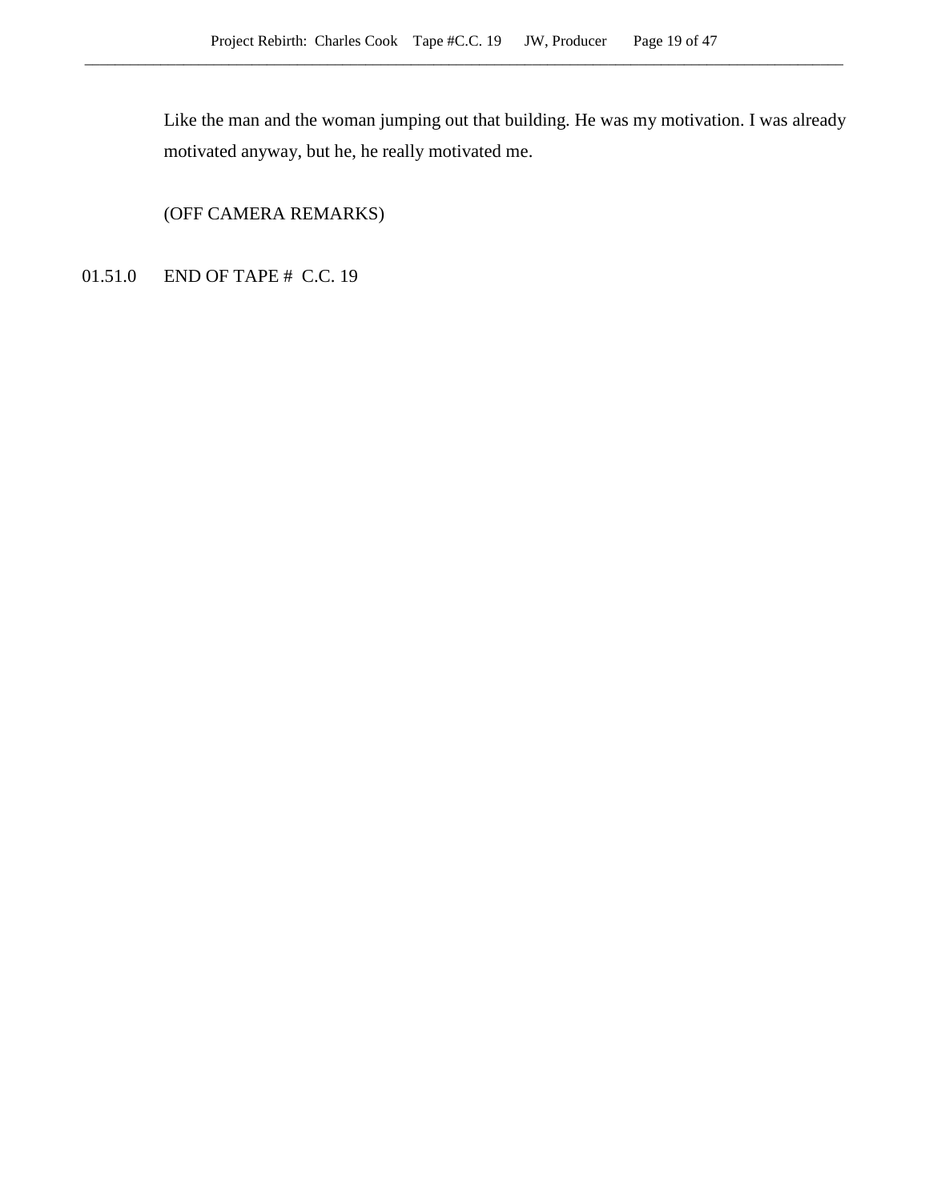Like the man and the woman jumping out that building. He was my motivation. I was already motivated anyway, but he, he really motivated me.

(OFF CAMERA REMARKS)

01.51.0 END OF TAPE # C.C. 19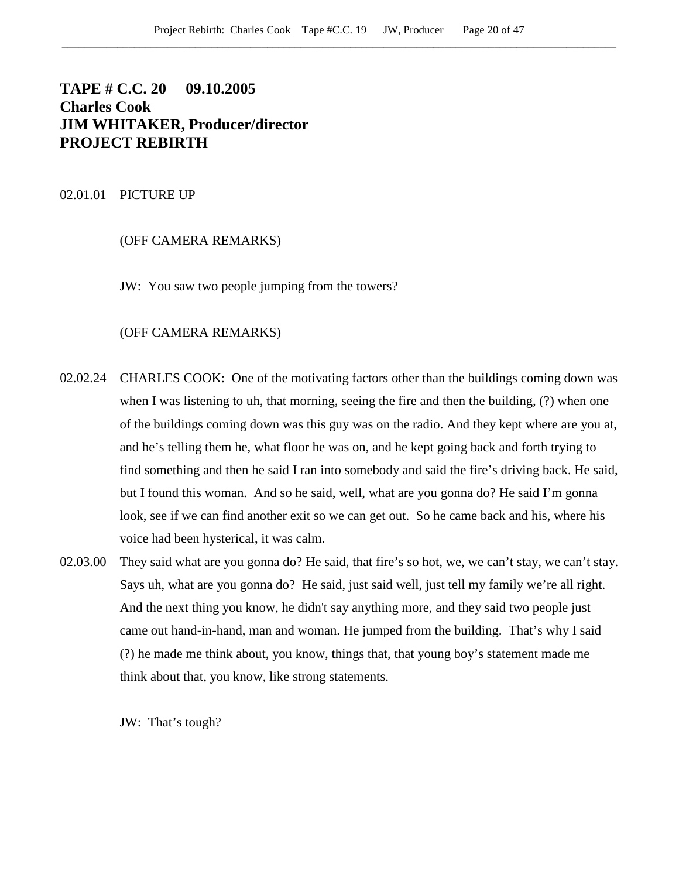**TAPE # C.C. 20 09.10.2005**
**Charles Cook**
**JIM WHITAKER, Producer/director**
**PROJECT REBIRTH**

02.01.01 PICTURE UP

(OFF CAMERA REMARKS)

JW: You saw two people jumping from the towers?

(OFF CAMERA REMARKS)

02.02.24 CHARLES COOK: One of the motivating factors other than the buildings coming down was when I was listening to uh, that morning, seeing the fire and then the building, (?) when one of the buildings coming down was this guy was on the radio. And they kept where are you at, and he's telling them he, what floor he was on, and he kept going back and forth trying to find something and then he said I ran into somebody and said the fire's driving back. He said, but I found this woman. And so he said, well, what are you gonna do? He said I'm gonna look, see if we can find another exit so we can get out. So he came back and his, where his voice had been hysterical, it was calm.

02.03.00 They said what are you gonna do? He said, that fire's so hot, we, we can't stay, we can't stay. Says uh, what are you gonna do? He said, just said well, just tell my family we're all right. And the next thing you know, he didn't say anything more, and they said two people just came out hand-in-hand, man and woman. He jumped from the building. That's why I said (?) he made me think about, you know, things that, that young boy's statement made me think about that, you know, like strong statements.

JW: That's tough?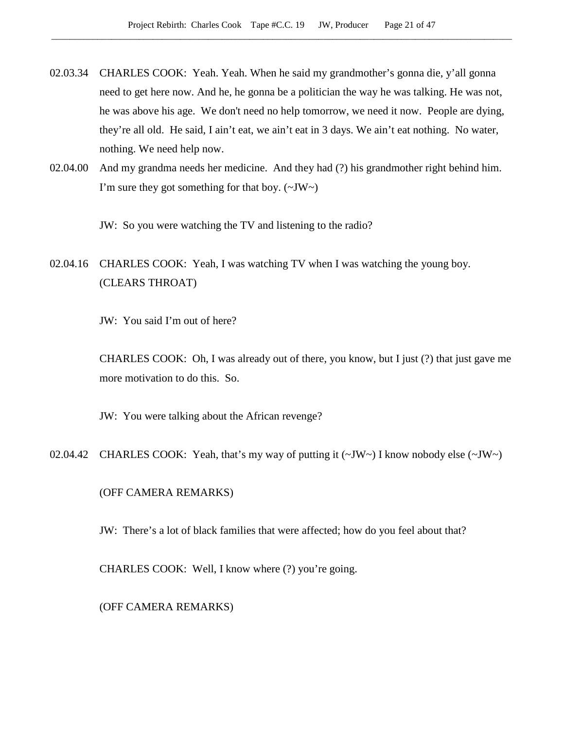02.03.34 CHARLES COOK: Yeah. Yeah. When he said my grandmother's gonna die, y'all gonna need to get here now. And he, he gonna be a politician the way he was talking. He was not, he was above his age. We don't need no help tomorrow, we need it now. People are dying, they're all old. He said, I ain't eat, we ain't eat in 3 days. We ain't eat nothing. No water, nothing. We need help now.

02.04.00 And my grandma needs her medicine. And they had (?) his grandmother right behind him. I'm sure they got something for that boy. (~JW~)

JW: So you were watching the TV and listening to the radio?

02.04.16 CHARLES COOK: Yeah, I was watching TV when I was watching the young boy. (CLEARS THROAT)

JW: You said I'm out of here?

CHARLES COOK: Oh, I was already out of there, you know, but I just (?) that just gave me more motivation to do this. So.

JW: You were talking about the African revenge?

02.04.42 CHARLES COOK: Yeah, that's my way of putting it (~JW~) I know nobody else (~JW~)

(OFF CAMERA REMARKS)

JW: There's a lot of black families that were affected; how do you feel about that?

CHARLES COOK: Well, I know where (?) you're going.

(OFF CAMERA REMARKS)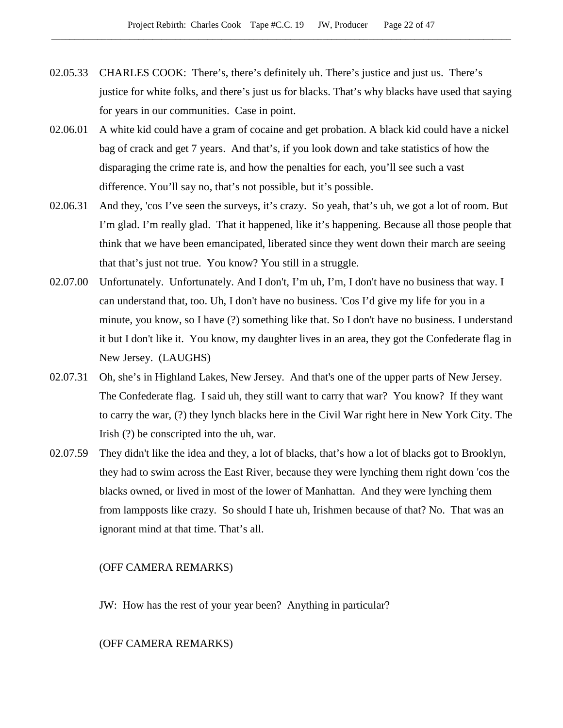02.05.33 CHARLES COOK: There's, there's definitely uh. There's justice and just us. There's justice for white folks, and there's just us for blacks. That's why blacks have used that saying for years in our communities. Case in point.

02.06.01 A white kid could have a gram of cocaine and get probation. A black kid could have a nickel bag of crack and get 7 years. And that's, if you look down and take statistics of how the disparaging the crime rate is, and how the penalties for each, you'll see such a vast difference. You'll say no, that's not possible, but it's possible.

02.06.31 And they, 'cos I've seen the surveys, it's crazy. So yeah, that's uh, we got a lot of room. But I'm glad. I'm really glad. That it happened, like it's happening. Because all those people that think that we have been emancipated, liberated since they went down their march are seeing that that's just not true. You know? You still in a struggle.

02.07.00 Unfortunately. Unfortunately. And I don't, I'm uh, I'm, I don't have no business that way. I can understand that, too. Uh, I don't have no business. 'Cos I'd give my life for you in a minute, you know, so I have (?) something like that. So I don't have no business. I understand it but I don't like it. You know, my daughter lives in an area, they got the Confederate flag in New Jersey. (LAUGHS)

02.07.31 Oh, she's in Highland Lakes, New Jersey. And that's one of the upper parts of New Jersey. The Confederate flag. I said uh, they still want to carry that war? You know? If they want to carry the war, (?) they lynch blacks here in the Civil War right here in New York City. The Irish (?) be conscripted into the uh, war.

02.07.59 They didn't like the idea and they, a lot of blacks, that's how a lot of blacks got to Brooklyn, they had to swim across the East River, because they were lynching them right down 'cos the blacks owned, or lived in most of the lower of Manhattan. And they were lynching them from lampposts like crazy. So should I hate uh, Irishmen because of that? No. That was an ignorant mind at that time. That's all.

(OFF CAMERA REMARKS)

JW: How has the rest of your year been? Anything in particular?

(OFF CAMERA REMARKS)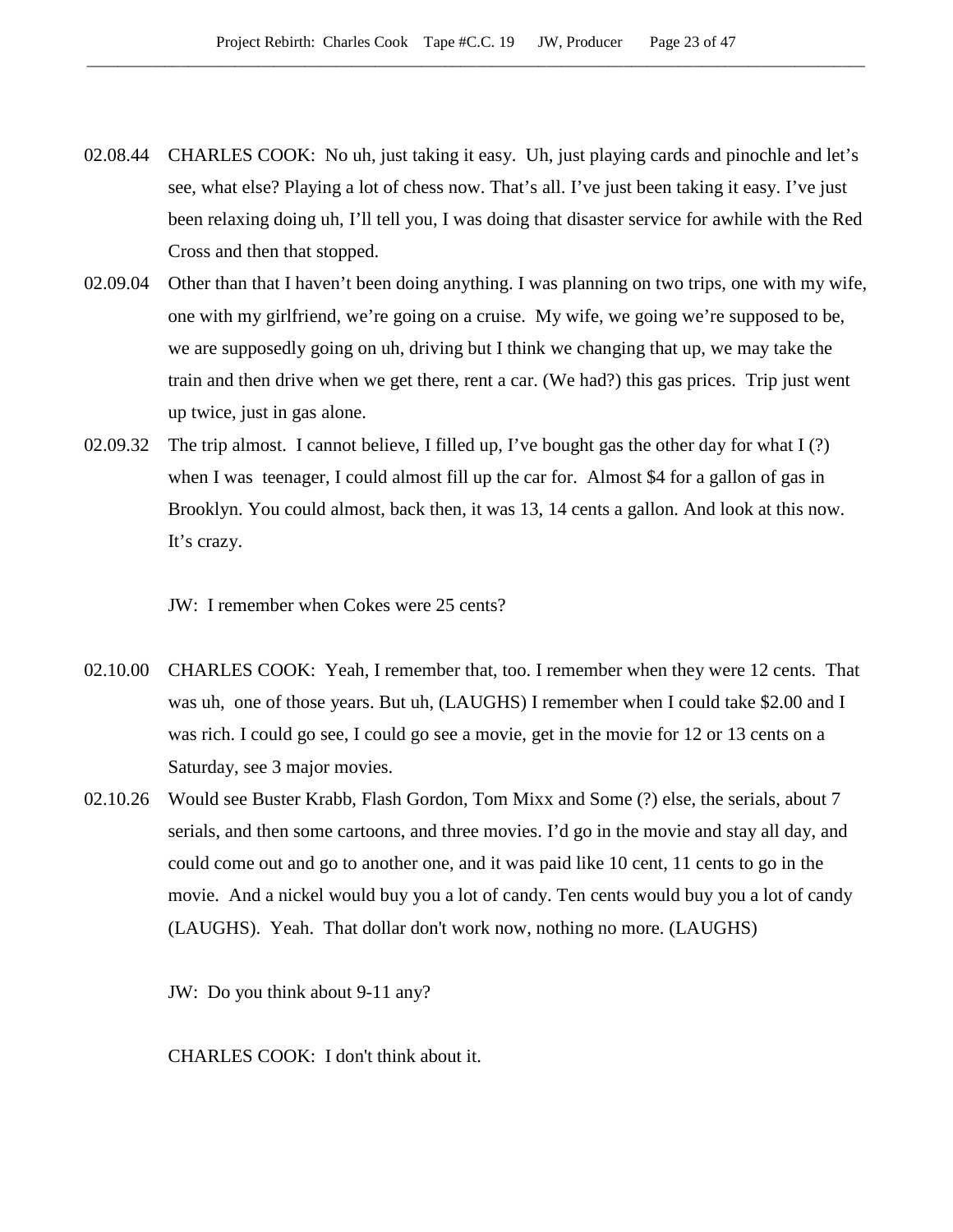02.08.44 CHARLES COOK: No uh, just taking it easy. Uh, just playing cards and pinochle and let's see, what else? Playing a lot of chess now. That's all. I've just been taking it easy. I've just been relaxing doing uh, I'll tell you, I was doing that disaster service for awhile with the Red Cross and then that stopped.

02.09.04 Other than that I haven't been doing anything. I was planning on two trips, one with my wife, one with my girlfriend, we're going on a cruise. My wife, we going we're supposed to be, we are supposedly going on uh, driving but I think we changing that up, we may take the train and then drive when we get there, rent a car. (We had?) this gas prices. Trip just went up twice, just in gas alone.

02.09.32 The trip almost. I cannot believe, I filled up, I've bought gas the other day for what I (?) when I was teenager, I could almost fill up the car for. Almost $4 for a gallon of gas in Brooklyn. You could almost, back then, it was 13, 14 cents a gallon. And look at this now. It's crazy.

JW: I remember when Cokes were 25 cents?

02.10.00 CHARLES COOK: Yeah, I remember that, too. I remember when they were 12 cents. That was uh, one of those years. But uh, (LAUGHS) I remember when I could take $2.00 and I was rich. I could go see, I could go see a movie, get in the movie for 12 or 13 cents on a Saturday, see 3 major movies.

02.10.26 Would see Buster Krabb, Flash Gordon, Tom Mixx and Some (?) else, the serials, about 7 serials, and then some cartoons, and three movies. I'd go in the movie and stay all day, and could come out and go to another one, and it was paid like 10 cent, 11 cents to go in the movie. And a nickel would buy you a lot of candy. Ten cents would buy you a lot of candy (LAUGHS). Yeah. That dollar don't work now, nothing no more. (LAUGHS)

JW: Do you think about 9-11 any?

CHARLES COOK: I don't think about it.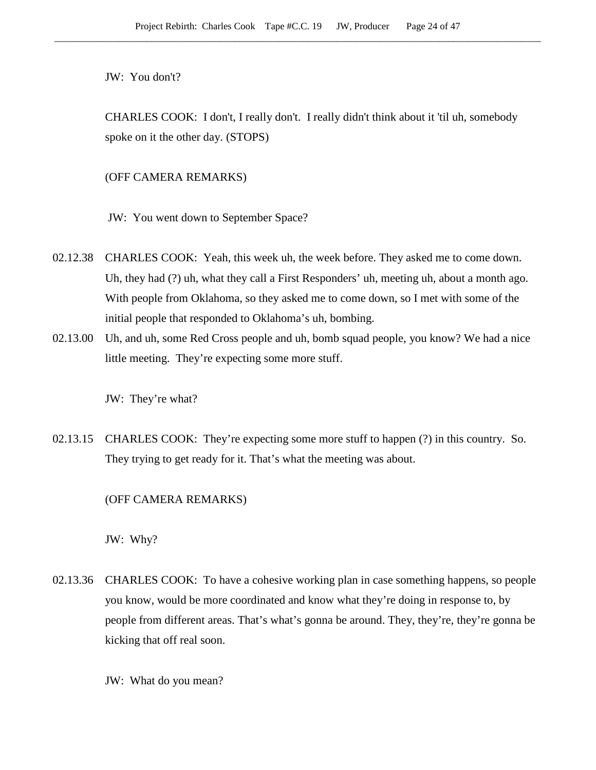JW: You don't?

CHARLES COOK: I don't, I really don't. I really didn't think about it 'til uh, somebody spoke on it the other day. (STOPS)

(OFF CAMERA REMARKS)

JW: You went down to September Space?

02.12.38 CHARLES COOK: Yeah, this week uh, the week before. They asked me to come down. Uh, they had (?) uh, what they call a First Responders' uh, meeting uh, about a month ago. With people from Oklahoma, so they asked me to come down, so I met with some of the initial people that responded to Oklahoma's uh, bombing.

02.13.00 Uh, and uh, some Red Cross people and uh, bomb squad people, you know? We had a nice little meeting. They're expecting some more stuff.

JW: They're what?

02.13.15 CHARLES COOK: They're expecting some more stuff to happen (?) in this country. So. They trying to get ready for it. That's what the meeting was about.

(OFF CAMERA REMARKS)

JW: Why?

02.13.36 CHARLES COOK: To have a cohesive working plan in case something happens, so people you know, would be more coordinated and know what they're doing in response to, by people from different areas. That's what's gonna be around. They, they're, they're gonna be kicking that off real soon.

JW: What do you mean?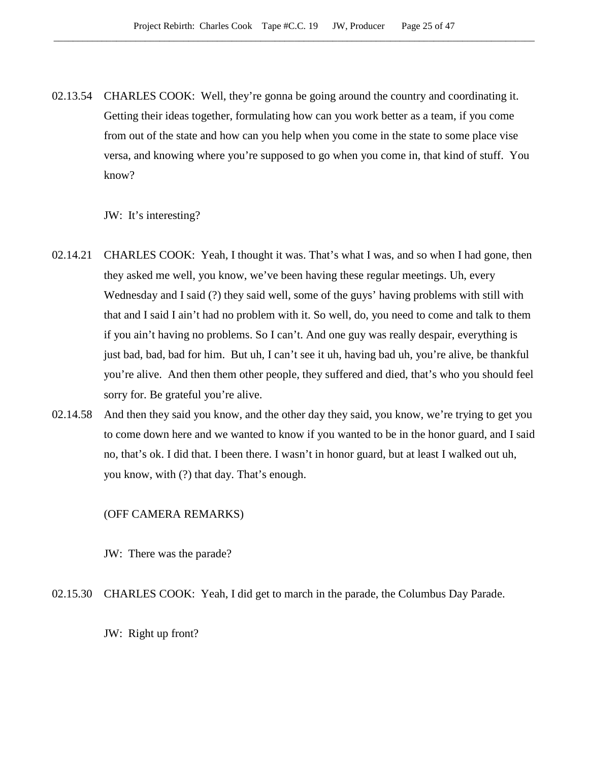02.13.54 CHARLES COOK: Well, they're gonna be going around the country and coordinating it. Getting their ideas together, formulating how can you work better as a team, if you come from out of the state and how can you help when you come in the state to some place vise versa, and knowing where you're supposed to go when you come in, that kind of stuff. You know?

JW: It's interesting?

02.14.21 CHARLES COOK: Yeah, I thought it was. That's what I was, and so when I had gone, then they asked me well, you know, we've been having these regular meetings. Uh, every Wednesday and I said (?) they said well, some of the guys' having problems with still with that and I said I ain't had no problem with it. So well, do, you need to come and talk to them if you ain't having no problems. So I can't. And one guy was really despair, everything is just bad, bad, bad for him. But uh, I can't see it uh, having bad uh, you're alive, be thankful you're alive. And then them other people, they suffered and died, that's who you should feel sorry for. Be grateful you're alive.

02.14.58 And then they said you know, and the other day they said, you know, we're trying to get you to come down here and we wanted to know if you wanted to be in the honor guard, and I said no, that's ok. I did that. I been there. I wasn't in honor guard, but at least I walked out uh, you know, with (?) that day. That's enough.

(OFF CAMERA REMARKS)

JW: There was the parade?

02.15.30 CHARLES COOK: Yeah, I did get to march in the parade, the Columbus Day Parade.

JW: Right up front?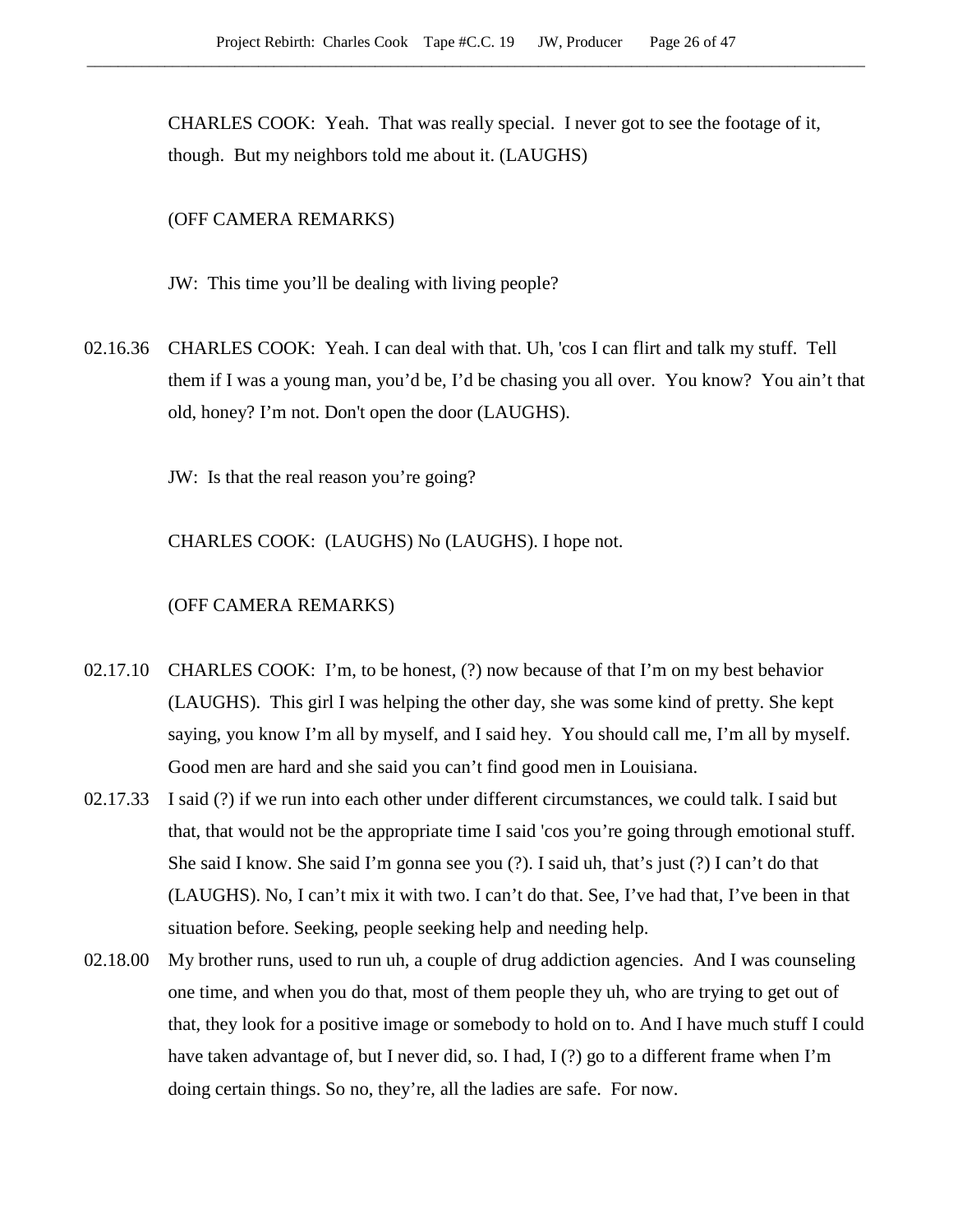CHARLES COOK: Yeah. That was really special. I never got to see the footage of it, though. But my neighbors told me about it. (LAUGHS)

(OFF CAMERA REMARKS)

JW: This time you'll be dealing with living people?

02.16.36 CHARLES COOK: Yeah. I can deal with that. Uh, 'cos I can flirt and talk my stuff. Tell them if I was a young man, you'd be, I'd be chasing you all over. You know? You ain't that old, honey? I'm not. Don't open the door (LAUGHS).

JW: Is that the real reason you're going?

CHARLES COOK: (LAUGHS) No (LAUGHS). I hope not.

(OFF CAMERA REMARKS)

02.17.10 CHARLES COOK: I'm, to be honest, (?) now because of that I'm on my best behavior (LAUGHS). This girl I was helping the other day, she was some kind of pretty. She kept saying, you know I'm all by myself, and I said hey. You should call me, I'm all by myself. Good men are hard and she said you can't find good men in Louisiana.

02.17.33 I said (?) if we run into each other under different circumstances, we could talk. I said but that, that would not be the appropriate time I said 'cos you're going through emotional stuff. She said I know. She said I'm gonna see you (?). I said uh, that's just (?) I can't do that (LAUGHS). No, I can't mix it with two. I can't do that. See, I've had that, I've been in that situation before. Seeking, people seeking help and needing help.

02.18.00 My brother runs, used to run uh, a couple of drug addiction agencies. And I was counseling one time, and when you do that, most of them people they uh, who are trying to get out of that, they look for a positive image or somebody to hold on to. And I have much stuff I could have taken advantage of, but I never did, so. I had, I (?) go to a different frame when I'm doing certain things. So no, they're, all the ladies are safe. For now.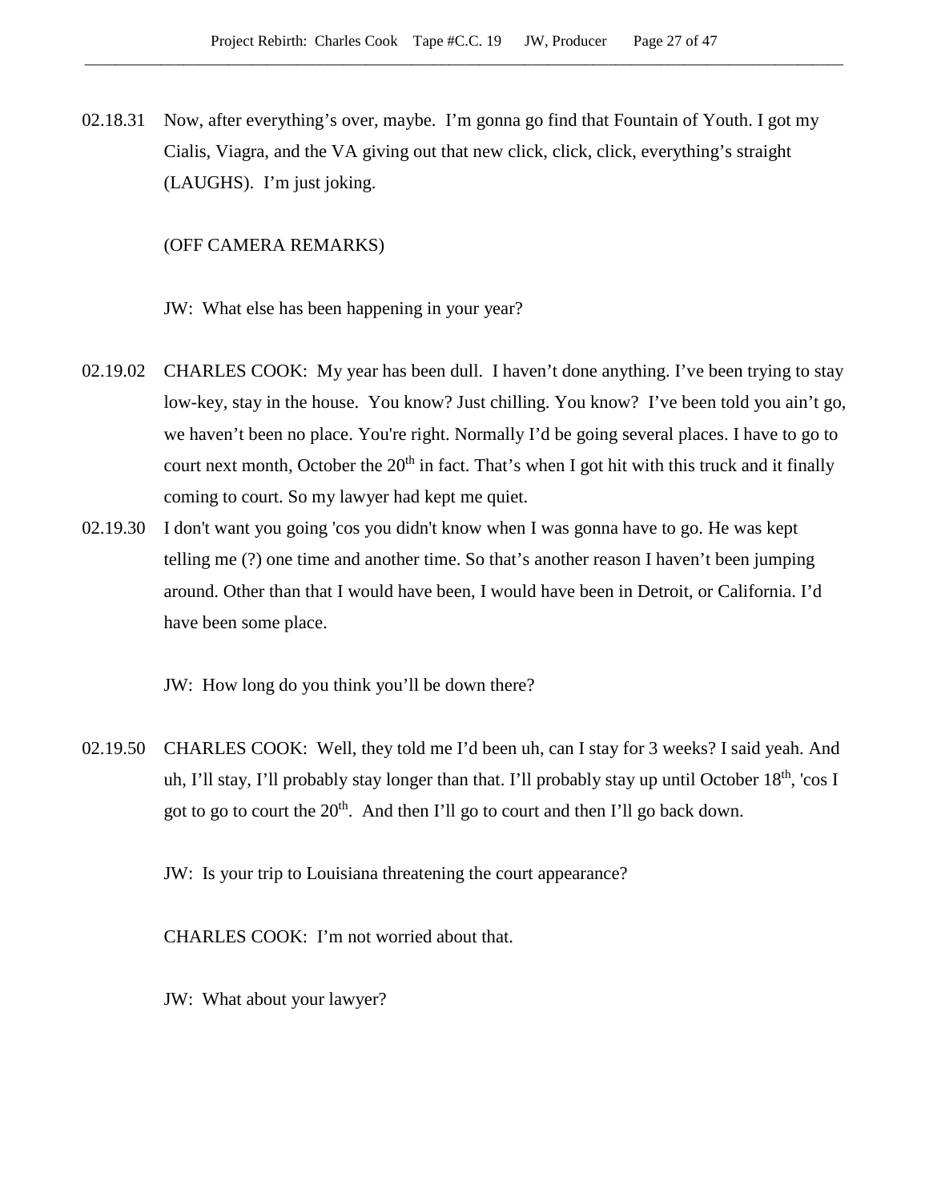02.18.31 Now, after everything's over, maybe. I'm gonna go find that Fountain of Youth. I got my Cialis, Viagra, and the VA giving out that new click, click, click, everything's straight (LAUGHS). I'm just joking.

(OFF CAMERA REMARKS)

JW: What else has been happening in your year?

02.19.02 CHARLES COOK: My year has been dull. I haven't done anything. I've been trying to stay low-key, stay in the house. You know? Just chilling. You know? I've been told you ain't go, we haven't been no place. You're right. Normally I'd be going several places. I have to go to court next month, October the 20th in fact. That's when I got hit with this truck and it finally coming to court. So my lawyer had kept me quiet.

02.19.30 I don't want you going 'cos you didn't know when I was gonna have to go. He was kept telling me (?) one time and another time. So that's another reason I haven't been jumping around. Other than that I would have been, I would have been in Detroit, or California. I'd have been some place.

JW: How long do you think you'll be down there?

02.19.50 CHARLES COOK: Well, they told me I'd been uh, can I stay for 3 weeks? I said yeah. And uh, I'll stay, I'll probably stay longer than that. I'll probably stay up until October 18th, 'cos I got to go to court the 20th. And then I'll go to court and then I'll go back down.

JW: Is your trip to Louisiana threatening the court appearance?

CHARLES COOK: I'm not worried about that.

JW: What about your lawyer?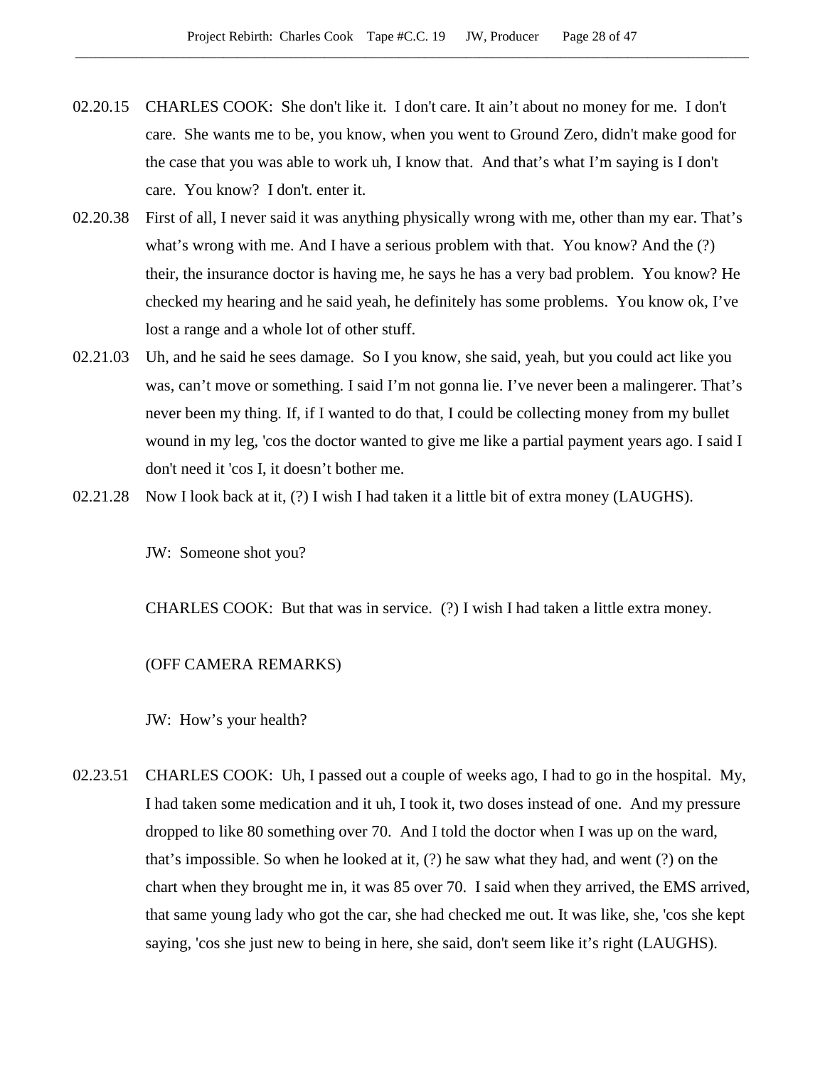02.20.15 CHARLES COOK: She don't like it. I don't care. It ain't about no money for me. I don't care. She wants me to be, you know, when you went to Ground Zero, didn't make good for the case that you was able to work uh, I know that. And that's what I'm saying is I don't care. You know? I don't. enter it.

02.20.38 First of all, I never said it was anything physically wrong with me, other than my ear. That's what's wrong with me. And I have a serious problem with that. You know? And the (?) their, the insurance doctor is having me, he says he has a very bad problem. You know? He checked my hearing and he said yeah, he definitely has some problems. You know ok, I've lost a range and a whole lot of other stuff.

02.21.03 Uh, and he said he sees damage. So I you know, she said, yeah, but you could act like you was, can't move or something. I said I'm not gonna lie. I've never been a malingerer. That's never been my thing. If, if I wanted to do that, I could be collecting money from my bullet wound in my leg, 'cos the doctor wanted to give me like a partial payment years ago. I said I don't need it 'cos I, it doesn't bother me.

02.21.28 Now I look back at it, (?) I wish I had taken it a little bit of extra money (LAUGHS).

JW: Someone shot you?

CHARLES COOK: But that was in service. (?) I wish I had taken a little extra money.

(OFF CAMERA REMARKS)

JW: How's your health?

02.23.51 CHARLES COOK: Uh, I passed out a couple of weeks ago, I had to go in the hospital. My, I had taken some medication and it uh, I took it, two doses instead of one. And my pressure dropped to like 80 something over 70. And I told the doctor when I was up on the ward, that's impossible. So when he looked at it, (?) he saw what they had, and went (?) on the chart when they brought me in, it was 85 over 70. I said when they arrived, the EMS arrived, that same young lady who got the car, she had checked me out. It was like, she, 'cos she kept saying, 'cos she just new to being in here, she said, don't seem like it's right (LAUGHS).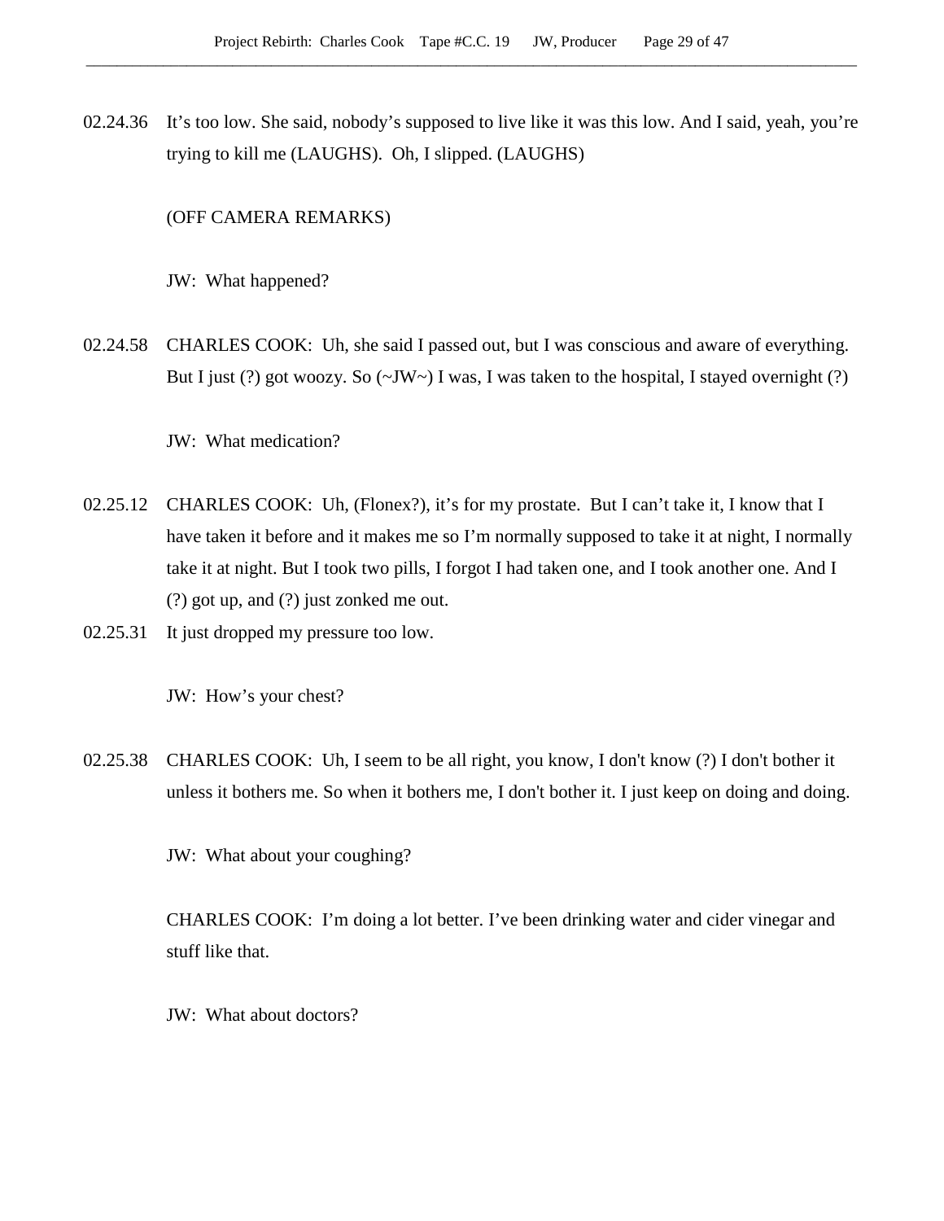02.24.36 It's too low. She said, nobody's supposed to live like it was this low. And I said, yeah, you're trying to kill me (LAUGHS). Oh, I slipped. (LAUGHS)

(OFF CAMERA REMARKS)

JW: What happened?

02.24.58 CHARLES COOK: Uh, she said I passed out, but I was conscious and aware of everything. But I just (?) got woozy. So (~JW~) I was, I was taken to the hospital, I stayed overnight (?)

JW: What medication?

02.25.12 CHARLES COOK: Uh, (Flonex?), it's for my prostate. But I can't take it, I know that I have taken it before and it makes me so I'm normally supposed to take it at night, I normally take it at night. But I took two pills, I forgot I had taken one, and I took another one. And I (?) got up, and (?) just zonked me out.

02.25.31 It just dropped my pressure too low.

JW: How's your chest?

02.25.38 CHARLES COOK: Uh, I seem to be all right, you know, I don't know (?) I don't bother it unless it bothers me. So when it bothers me, I don't bother it. I just keep on doing and doing.

JW: What about your coughing?

CHARLES COOK: I'm doing a lot better. I've been drinking water and cider vinegar and stuff like that.

JW: What about doctors?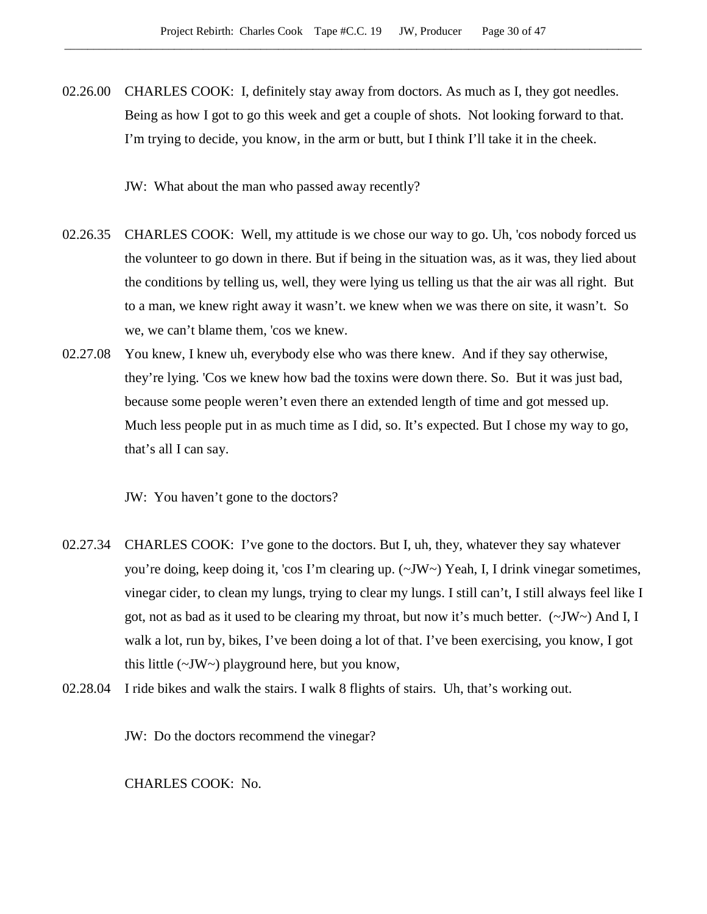02.26.00 CHARLES COOK: I, definitely stay away from doctors. As much as I, they got needles. Being as how I got to go this week and get a couple of shots. Not looking forward to that. I'm trying to decide, you know, in the arm or butt, but I think I'll take it in the cheek.

JW: What about the man who passed away recently?

02.26.35 CHARLES COOK: Well, my attitude is we chose our way to go. Uh, 'cos nobody forced us the volunteer to go down in there. But if being in the situation was, as it was, they lied about the conditions by telling us, well, they were lying us telling us that the air was all right. But to a man, we knew right away it wasn't. we knew when we was there on site, it wasn't. So we, we can't blame them, 'cos we knew.

02.27.08 You knew, I knew uh, everybody else who was there knew. And if they say otherwise, they're lying. 'Cos we knew how bad the toxins were down there. So. But it was just bad, because some people weren't even there an extended length of time and got messed up. Much less people put in as much time as I did, so. It's expected. But I chose my way to go, that's all I can say.

JW: You haven't gone to the doctors?

02.27.34 CHARLES COOK: I've gone to the doctors. But I, uh, they, whatever they say whatever you're doing, keep doing it, 'cos I'm clearing up. (~JW~) Yeah, I, I drink vinegar sometimes, vinegar cider, to clean my lungs, trying to clear my lungs. I still can't, I still always feel like I got, not as bad as it used to be clearing my throat, but now it's much better. (~JW~) And I, I walk a lot, run by, bikes, I've been doing a lot of that. I've been exercising, you know, I got this little (~JW~) playground here, but you know,

02.28.04 I ride bikes and walk the stairs. I walk 8 flights of stairs. Uh, that's working out.

JW: Do the doctors recommend the vinegar?

CHARLES COOK: No.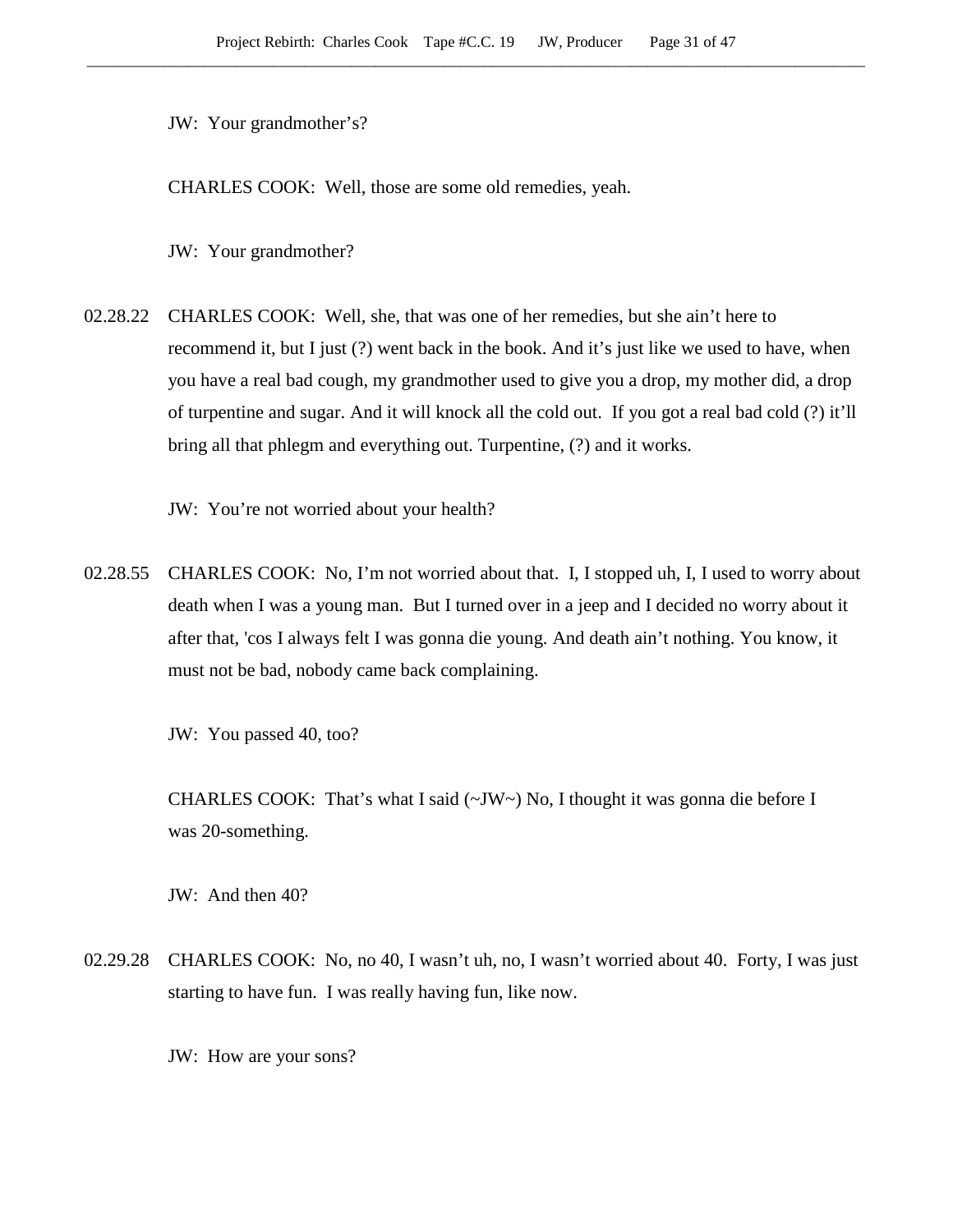JW: Your grandmother's?

CHARLES COOK: Well, those are some old remedies, yeah.

JW: Your grandmother?

02.28.22 CHARLES COOK: Well, she, that was one of her remedies, but she ain't here to recommend it, but I just (?) went back in the book. And it's just like we used to have, when you have a real bad cough, my grandmother used to give you a drop, my mother did, a drop of turpentine and sugar. And it will knock all the cold out. If you got a real bad cold (?) it'll bring all that phlegm and everything out. Turpentine, (?) and it works.

JW: You're not worried about your health?

02.28.55 CHARLES COOK: No, I'm not worried about that. I, I stopped uh, I, I used to worry about death when I was a young man. But I turned over in a jeep and I decided no worry about it after that, 'cos I always felt I was gonna die young. And death ain't nothing. You know, it must not be bad, nobody came back complaining.

JW: You passed 40, too?

CHARLES COOK: That's what I said (~JW~) No, I thought it was gonna die before I was 20-something.

JW: And then 40?

02.29.28 CHARLES COOK: No, no 40, I wasn't uh, no, I wasn't worried about 40. Forty, I was just starting to have fun. I was really having fun, like now.

JW: How are your sons?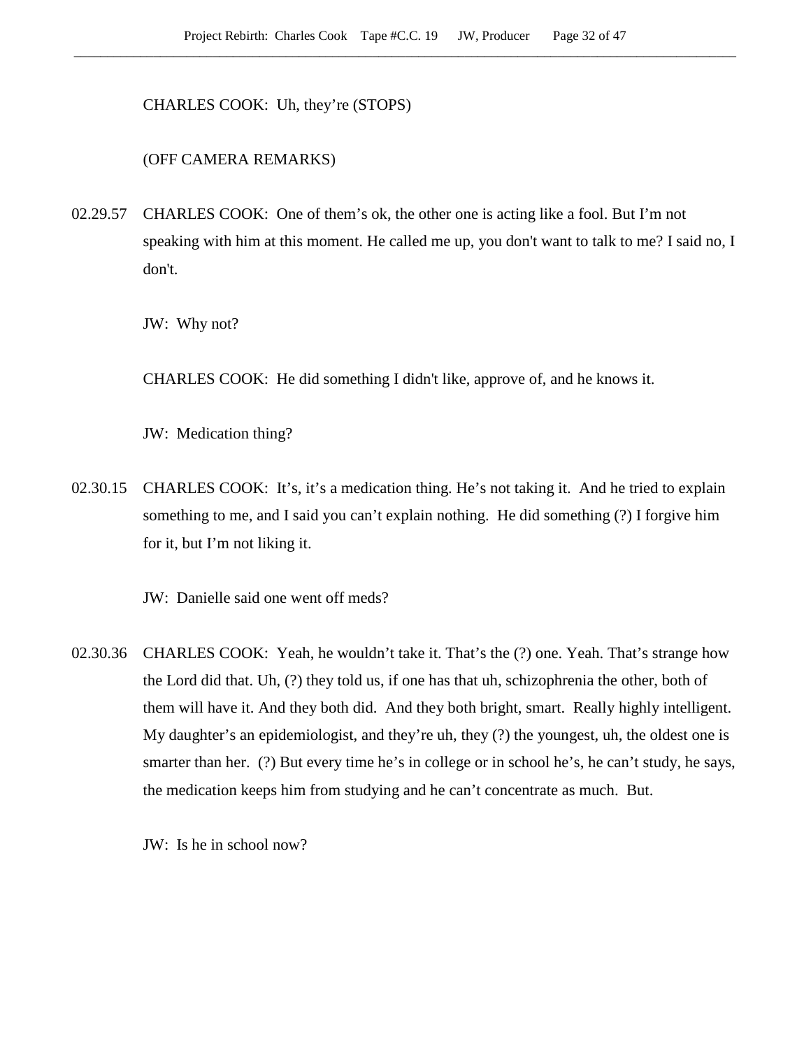CHARLES COOK: Uh, they're (STOPS)

(OFF CAMERA REMARKS)

02.29.57 CHARLES COOK: One of them's ok, the other one is acting like a fool. But I'm not speaking with him at this moment. He called me up, you don't want to talk to me? I said no, I don't.

JW: Why not?

CHARLES COOK: He did something I didn't like, approve of, and he knows it.

JW: Medication thing?

02.30.15 CHARLES COOK: It's, it's a medication thing. He's not taking it. And he tried to explain something to me, and I said you can't explain nothing. He did something (?) I forgive him for it, but I'm not liking it.

JW: Danielle said one went off meds?

02.30.36 CHARLES COOK: Yeah, he wouldn't take it. That's the (?) one. Yeah. That's strange how the Lord did that. Uh, (?) they told us, if one has that uh, schizophrenia the other, both of them will have it. And they both did. And they both bright, smart. Really highly intelligent. My daughter's an epidemiologist, and they're uh, they (?) the youngest, uh, the oldest one is smarter than her. (?) But every time he's in college or in school he's, he can't study, he says, the medication keeps him from studying and he can't concentrate as much. But.

JW: Is he in school now?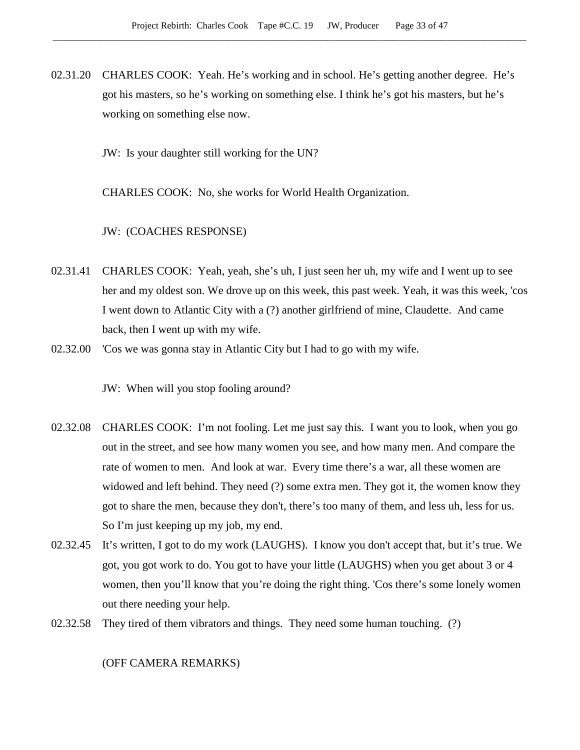02.31.20 CHARLES COOK: Yeah. He's working and in school. He's getting another degree. He's got his masters, so he's working on something else. I think he's got his masters, but he's working on something else now.

JW: Is your daughter still working for the UN?

CHARLES COOK: No, she works for World Health Organization.

JW: (COACHES RESPONSE)

02.31.41 CHARLES COOK: Yeah, yeah, she's uh, I just seen her uh, my wife and I went up to see her and my oldest son. We drove up on this week, this past week. Yeah, it was this week, 'cos I went down to Atlantic City with a (?) another girlfriend of mine, Claudette. And came back, then I went up with my wife.

02.32.00 'Cos we was gonna stay in Atlantic City but I had to go with my wife.

JW: When will you stop fooling around?

02.32.08 CHARLES COOK: I'm not fooling. Let me just say this. I want you to look, when you go out in the street, and see how many women you see, and how many men. And compare the rate of women to men. And look at war. Every time there's a war, all these women are widowed and left behind. They need (?) some extra men. They got it, the women know they got to share the men, because they don't, there's too many of them, and less uh, less for us. So I'm just keeping up my job, my end.

02.32.45 It's written, I got to do my work (LAUGHS). I know you don't accept that, but it's true. We got, you got work to do. You got to have your little (LAUGHS) when you get about 3 or 4 women, then you'll know that you're doing the right thing. 'Cos there's some lonely women out there needing your help.

02.32.58 They tired of them vibrators and things. They need some human touching. (?)

(OFF CAMERA REMARKS)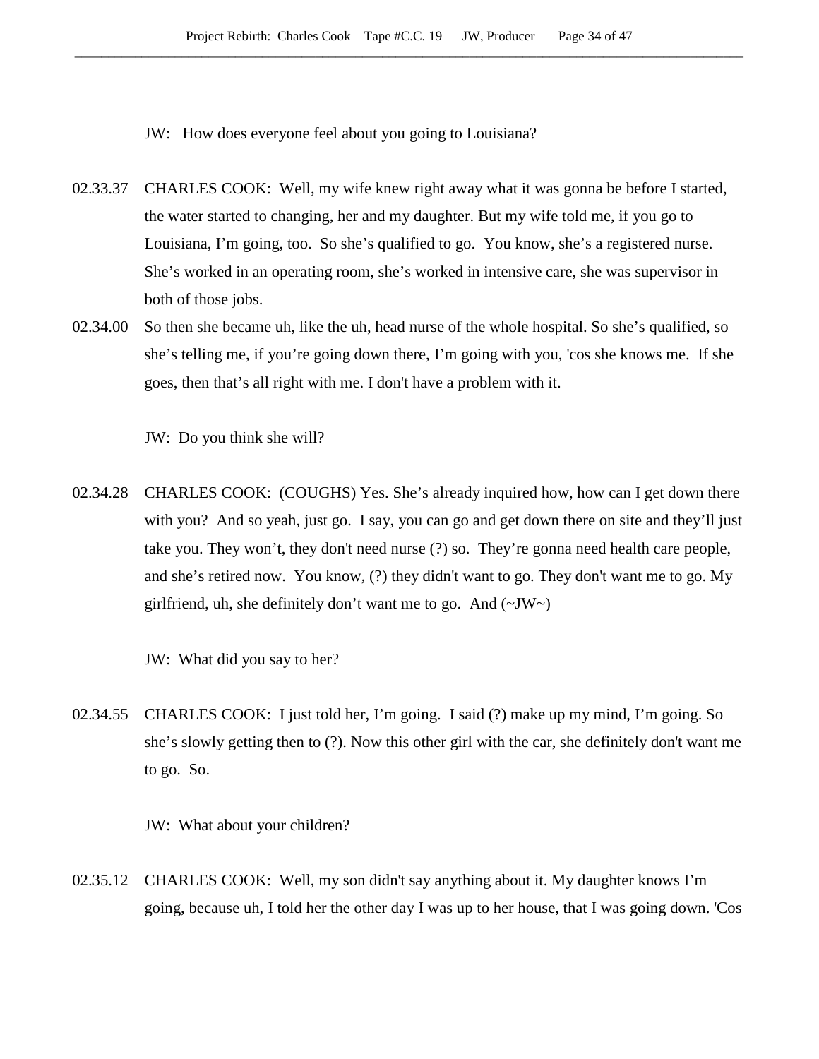JW: How does everyone feel about you going to Louisiana?

02.33.37 CHARLES COOK: Well, my wife knew right away what it was gonna be before I started, the water started to changing, her and my daughter. But my wife told me, if you go to Louisiana, I'm going, too. So she's qualified to go. You know, she's a registered nurse. She's worked in an operating room, she's worked in intensive care, she was supervisor in both of those jobs.

02.34.00 So then she became uh, like the uh, head nurse of the whole hospital. So she's qualified, so she's telling me, if you're going down there, I'm going with you, 'cos she knows me. If she goes, then that's all right with me. I don't have a problem with it.

JW: Do you think she will?

02.34.28 CHARLES COOK: (COUGHS) Yes. She's already inquired how, how can I get down there with you? And so yeah, just go. I say, you can go and get down there on site and they'll just take you. They won't, they don't need nurse (?) so. They're gonna need health care people, and she's retired now. You know, (?) they didn't want to go. They don't want me to go. My girlfriend, uh, she definitely don't want me to go. And (~JW~)

JW: What did you say to her?

02.34.55 CHARLES COOK: I just told her, I'm going. I said (?) make up my mind, I'm going. So she's slowly getting then to (?). Now this other girl with the car, she definitely don't want me to go. So.

JW: What about your children?

02.35.12 CHARLES COOK: Well, my son didn't say anything about it. My daughter knows I'm going, because uh, I told her the other day I was up to her house, that I was going down. 'Cos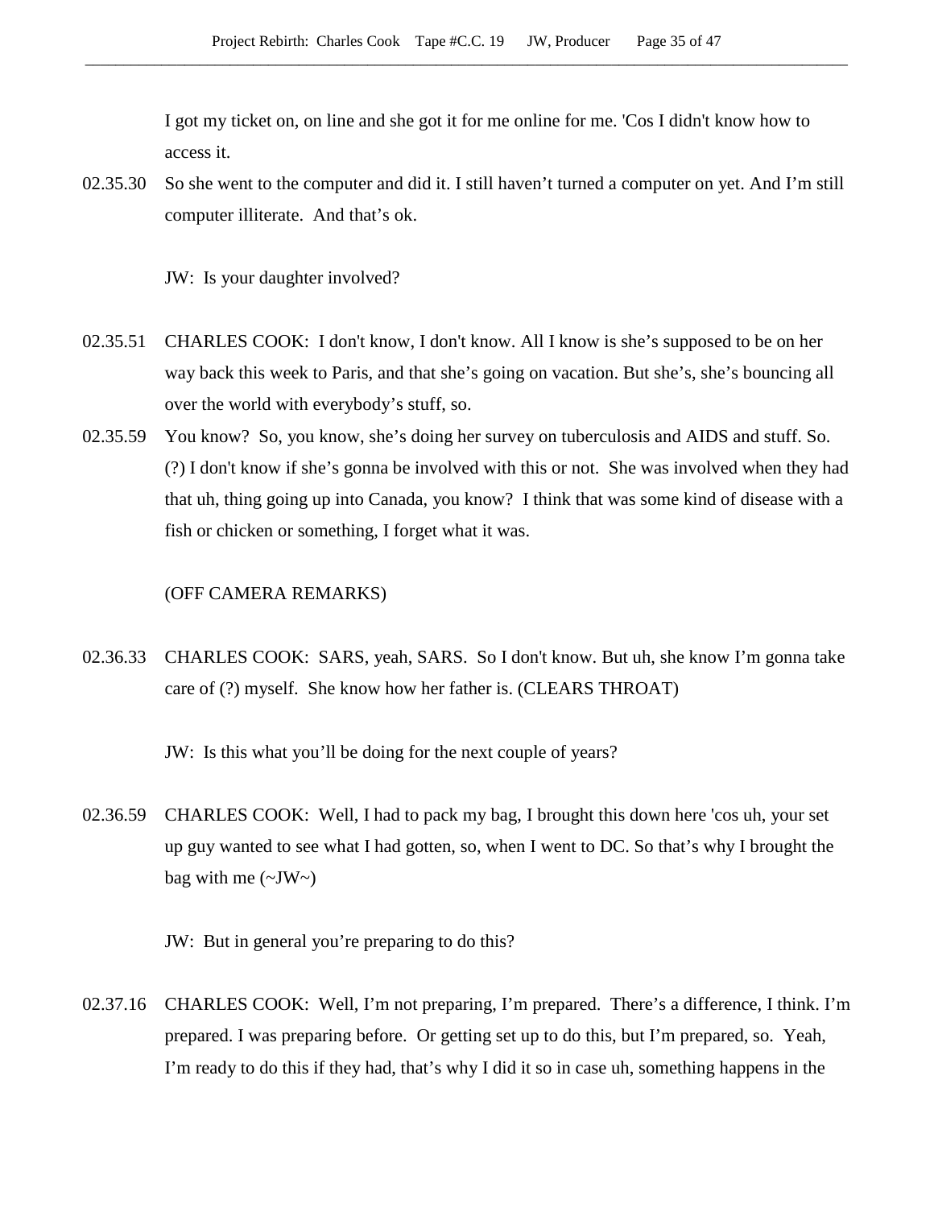I got my ticket on, on line and she got it for me online for me. 'Cos I didn't know how to access it.

02.35.30 So she went to the computer and did it. I still haven't turned a computer on yet. And I'm still computer illiterate. And that's ok.

JW: Is your daughter involved?

02.35.51 CHARLES COOK: I don't know, I don't know. All I know is she's supposed to be on her way back this week to Paris, and that she's going on vacation. But she's, she's bouncing all over the world with everybody's stuff, so.

02.35.59 You know? So, you know, she's doing her survey on tuberculosis and AIDS and stuff. So. (?) I don't know if she's gonna be involved with this or not. She was involved when they had that uh, thing going up into Canada, you know? I think that was some kind of disease with a fish or chicken or something, I forget what it was.

(OFF CAMERA REMARKS)

02.36.33 CHARLES COOK: SARS, yeah, SARS. So I don't know. But uh, she know I'm gonna take care of (?) myself. She know how her father is. (CLEARS THROAT)

JW: Is this what you'll be doing for the next couple of years?

02.36.59 CHARLES COOK: Well, I had to pack my bag, I brought this down here 'cos uh, your set up guy wanted to see what I had gotten, so, when I went to DC. So that's why I brought the bag with me (~JW~)

JW: But in general you're preparing to do this?

02.37.16 CHARLES COOK: Well, I'm not preparing, I'm prepared. There's a difference, I think. I'm prepared. I was preparing before. Or getting set up to do this, but I'm prepared, so. Yeah, I'm ready to do this if they had, that's why I did it so in case uh, something happens in the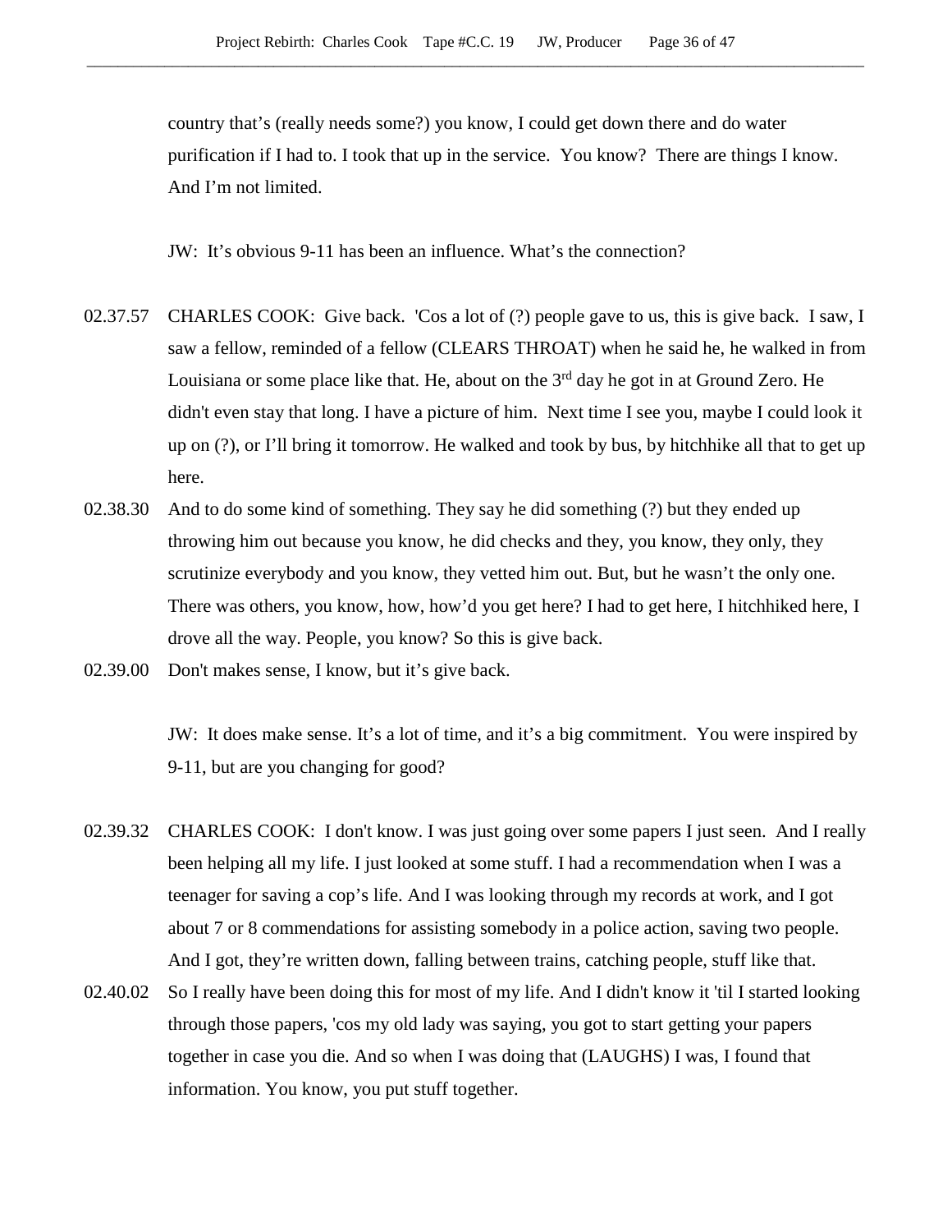country that's (really needs some?) you know, I could get down there and do water purification if I had to. I took that up in the service. You know? There are things I know. And I'm not limited.

JW: It's obvious 9-11 has been an influence. What's the connection?

02.37.57 CHARLES COOK: Give back. 'Cos a lot of (?) people gave to us, this is give back. I saw, I saw a fellow, reminded of a fellow (CLEARS THROAT) when he said he, he walked in from Louisiana or some place like that. He, about on the 3rd day he got in at Ground Zero. He didn't even stay that long. I have a picture of him. Next time I see you, maybe I could look it up on (?), or I'll bring it tomorrow. He walked and took by bus, by hitchhike all that to get up here.

02.38.30 And to do some kind of something. They say he did something (?) but they ended up throwing him out because you know, he did checks and they, you know, they only, they scrutinize everybody and you know, they vetted him out. But, but he wasn't the only one. There was others, you know, how, how'd you get here? I had to get here, I hitchhiked here, I drove all the way. People, you know? So this is give back.

02.39.00 Don't makes sense, I know, but it's give back.

JW: It does make sense. It's a lot of time, and it's a big commitment. You were inspired by 9-11, but are you changing for good?

02.39.32 CHARLES COOK: I don't know. I was just going over some papers I just seen. And I really been helping all my life. I just looked at some stuff. I had a recommendation when I was a teenager for saving a cop's life. And I was looking through my records at work, and I got about 7 or 8 commendations for assisting somebody in a police action, saving two people. And I got, they're written down, falling between trains, catching people, stuff like that.

02.40.02 So I really have been doing this for most of my life. And I didn't know it 'til I started looking through those papers, 'cos my old lady was saying, you got to start getting your papers together in case you die. And so when I was doing that (LAUGHS) I was, I found that information. You know, you put stuff together.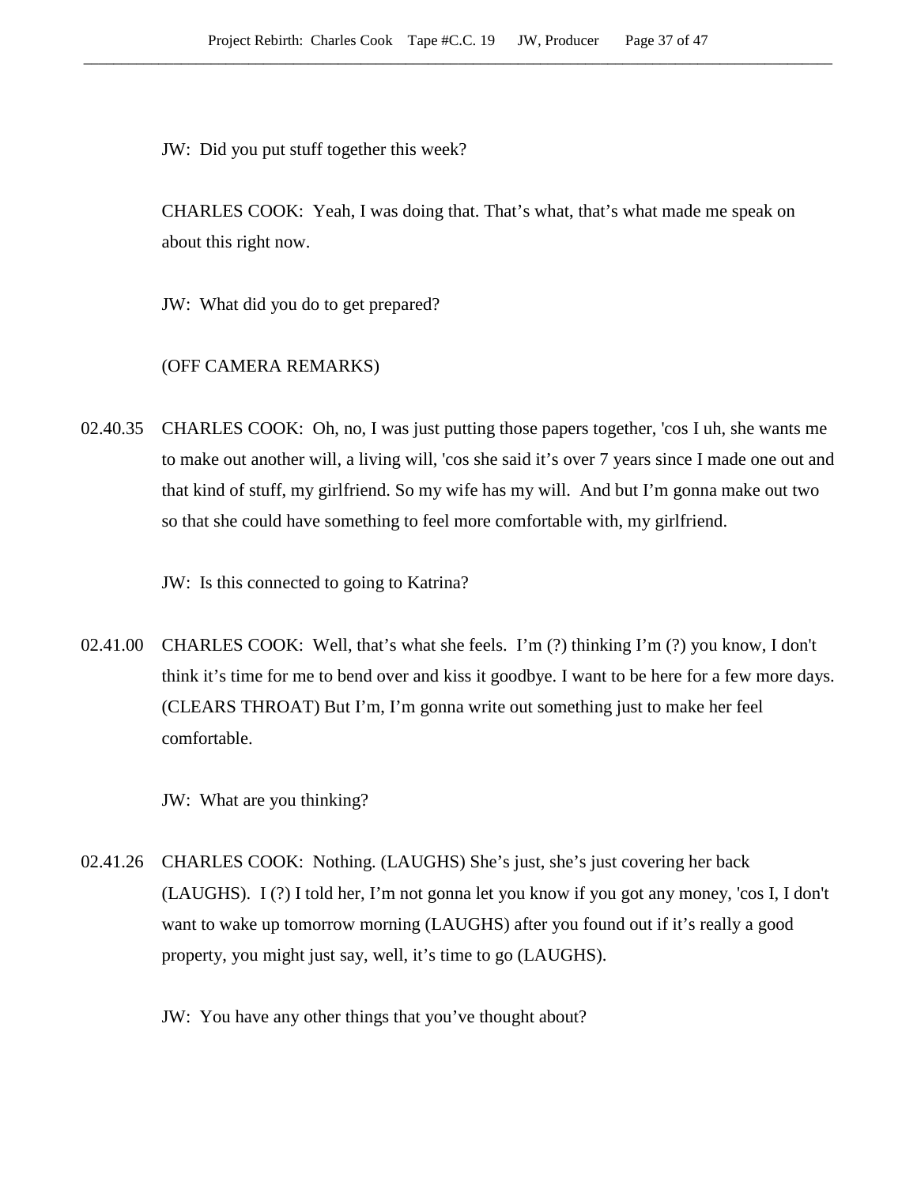JW: Did you put stuff together this week?

CHARLES COOK: Yeah, I was doing that. That's what, that's what made me speak on about this right now.

JW: What did you do to get prepared?

(OFF CAMERA REMARKS)

02.40.35 CHARLES COOK: Oh, no, I was just putting those papers together, 'cos I uh, she wants me to make out another will, a living will, 'cos she said it's over 7 years since I made one out and that kind of stuff, my girlfriend. So my wife has my will. And but I'm gonna make out two so that she could have something to feel more comfortable with, my girlfriend.

JW: Is this connected to going to Katrina?

02.41.00 CHARLES COOK: Well, that's what she feels. I'm (?) thinking I'm (?) you know, I don't think it's time for me to bend over and kiss it goodbye. I want to be here for a few more days. (CLEARS THROAT) But I'm, I'm gonna write out something just to make her feel comfortable.

JW: What are you thinking?

02.41.26 CHARLES COOK: Nothing. (LAUGHS) She's just, she's just covering her back (LAUGHS). I (?) I told her, I'm not gonna let you know if you got any money, 'cos I, I don't want to wake up tomorrow morning (LAUGHS) after you found out if it's really a good property, you might just say, well, it's time to go (LAUGHS).

JW: You have any other things that you've thought about?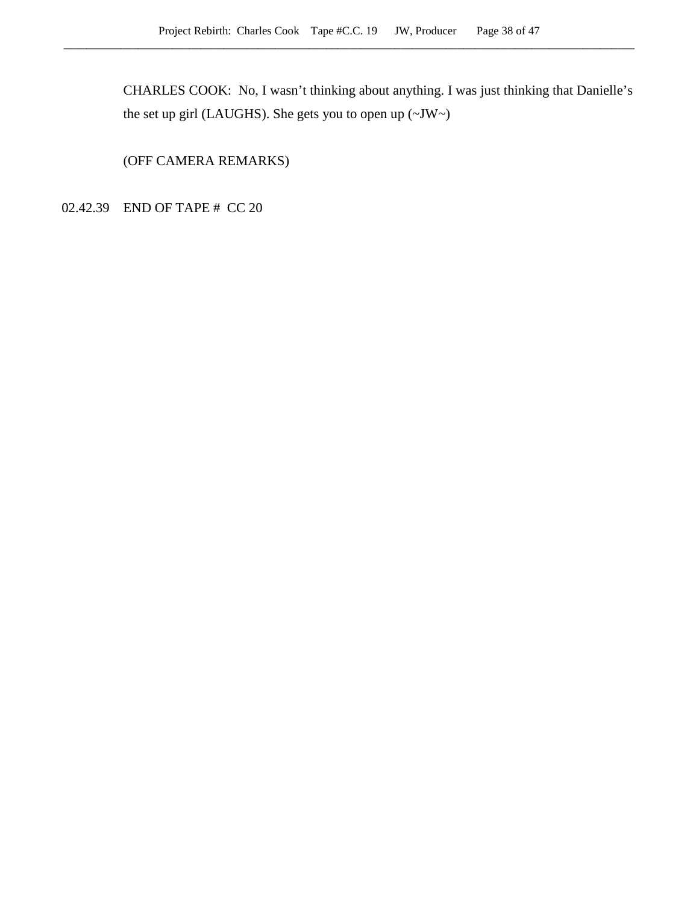CHARLES COOK:  No, I wasn't thinking about anything. I was just thinking that Danielle's the set up girl (LAUGHS). She gets you to open up (~JW~)

(OFF CAMERA REMARKS)

02.42.39    END OF TAPE #  CC 20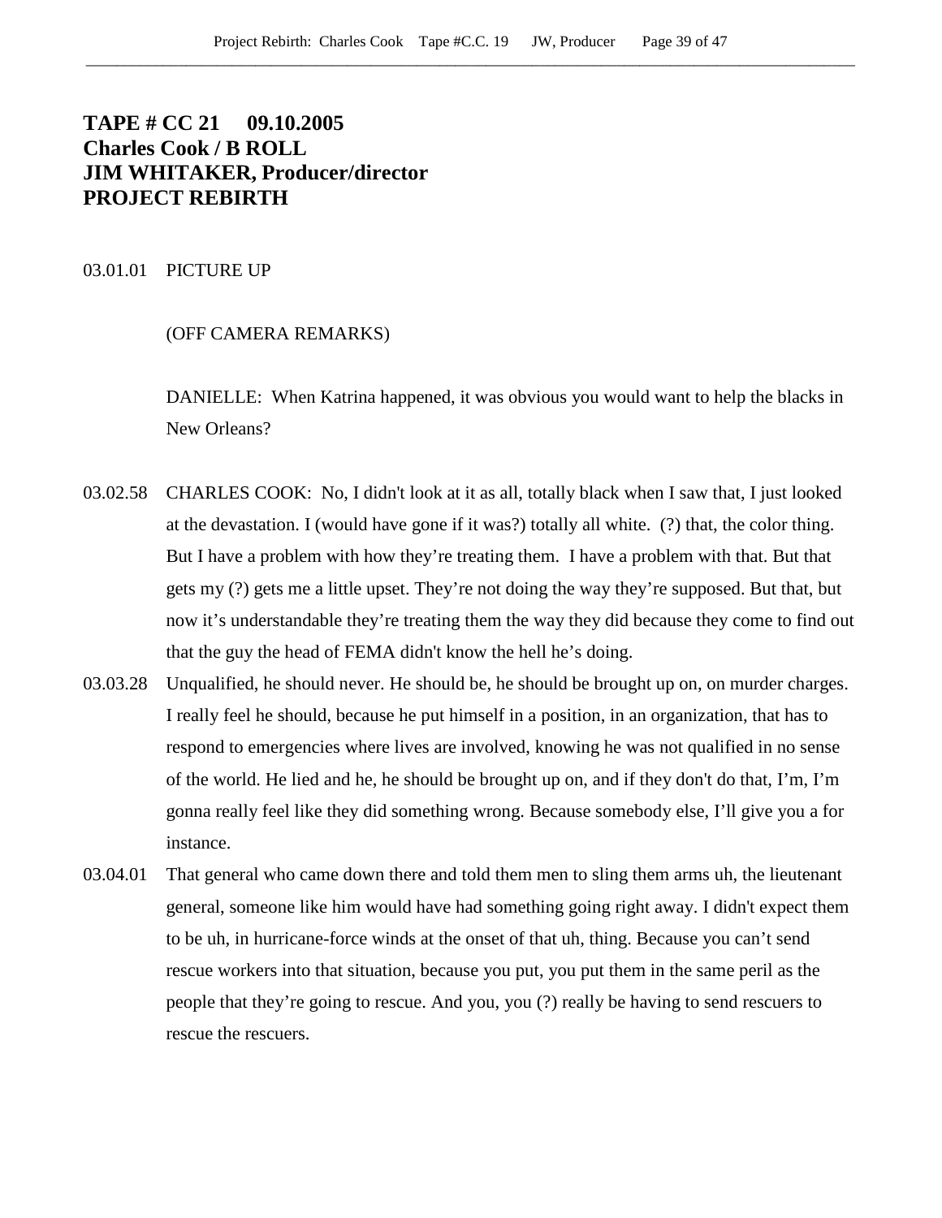**TAPE # CC 21  09.10.2005**
**Charles Cook / B ROLL**
**JIM WHITAKER, Producer/director**
**PROJECT REBIRTH**

03.01.01 PICTURE UP

(OFF CAMERA REMARKS)

DANIELLE: When Katrina happened, it was obvious you would want to help the blacks in New Orleans?

03.02.58 CHARLES COOK: No, I didn't look at it as all, totally black when I saw that, I just looked at the devastation. I (would have gone if it was?) totally all white. (?) that, the color thing. But I have a problem with how they're treating them. I have a problem with that. But that gets my (?) gets me a little upset. They're not doing the way they're supposed. But that, but now it's understandable they're treating them the way they did because they come to find out that the guy the head of FEMA didn't know the hell he's doing.

03.03.28 Unqualified, he should never. He should be, he should be brought up on, on murder charges. I really feel he should, because he put himself in a position, in an organization, that has to respond to emergencies where lives are involved, knowing he was not qualified in no sense of the world. He lied and he, he should be brought up on, and if they don't do that, I'm, I'm gonna really feel like they did something wrong. Because somebody else, I'll give you a for instance.

03.04.01 That general who came down there and told them men to sling them arms uh, the lieutenant general, someone like him would have had something going right away. I didn't expect them to be uh, in hurricane-force winds at the onset of that uh, thing. Because you can't send rescue workers into that situation, because you put, you put them in the same peril as the people that they're going to rescue. And you, you (?) really be having to send rescuers to rescue the rescuers.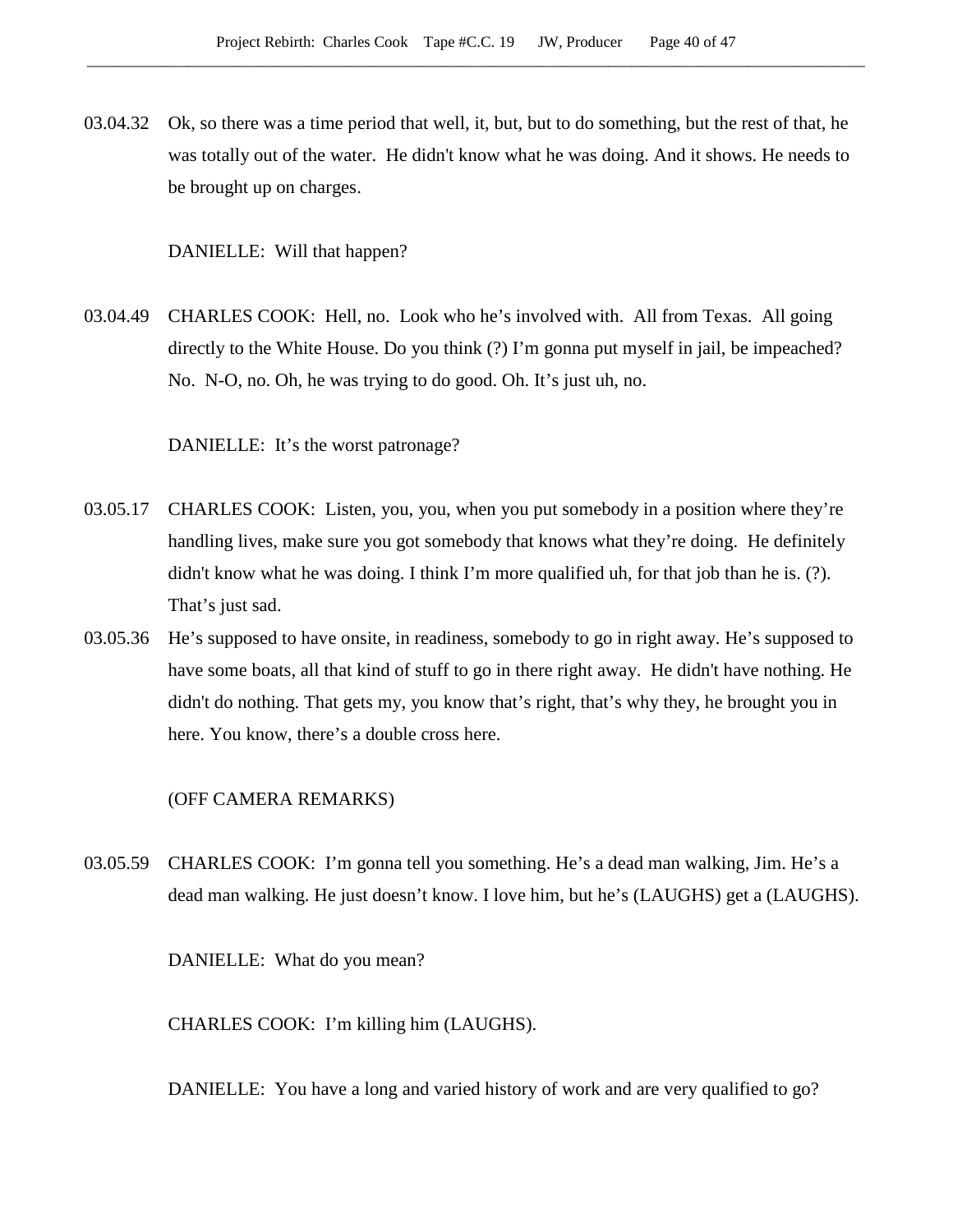03.04.32 Ok, so there was a time period that well, it, but, but to do something, but the rest of that, he was totally out of the water. He didn't know what he was doing. And it shows. He needs to be brought up on charges.

DANIELLE: Will that happen?

03.04.49 CHARLES COOK: Hell, no. Look who he's involved with. All from Texas. All going directly to the White House. Do you think (?) I'm gonna put myself in jail, be impeached? No. N-O, no. Oh, he was trying to do good. Oh. It's just uh, no.

DANIELLE: It's the worst patronage?

03.05.17 CHARLES COOK: Listen, you, you, when you put somebody in a position where they're handling lives, make sure you got somebody that knows what they're doing. He definitely didn't know what he was doing. I think I'm more qualified uh, for that job than he is. (?). That's just sad.

03.05.36 He's supposed to have onsite, in readiness, somebody to go in right away. He's supposed to have some boats, all that kind of stuff to go in there right away. He didn't have nothing. He didn't do nothing. That gets my, you know that's right, that's why they, he brought you in here. You know, there's a double cross here.

(OFF CAMERA REMARKS)

03.05.59 CHARLES COOK: I'm gonna tell you something. He's a dead man walking, Jim. He's a dead man walking. He just doesn't know. I love him, but he's (LAUGHS) get a (LAUGHS).

DANIELLE: What do you mean?

CHARLES COOK: I'm killing him (LAUGHS).

DANIELLE: You have a long and varied history of work and are very qualified to go?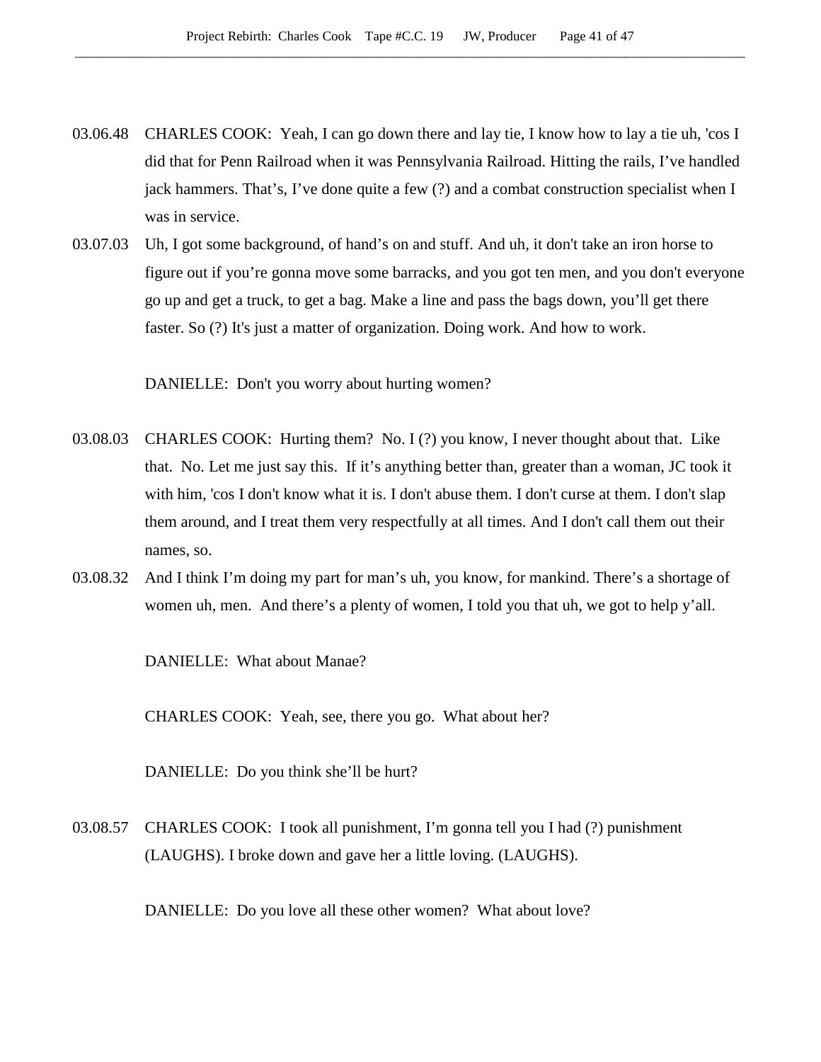03.06.48 CHARLES COOK: Yeah, I can go down there and lay tie, I know how to lay a tie uh, 'cos I did that for Penn Railroad when it was Pennsylvania Railroad. Hitting the rails, I've handled jack hammers. That's, I've done quite a few (?) and a combat construction specialist when I was in service.

03.07.03 Uh, I got some background, of hand's on and stuff. And uh, it don't take an iron horse to figure out if you're gonna move some barracks, and you got ten men, and you don't everyone go up and get a truck, to get a bag. Make a line and pass the bags down, you'll get there faster. So (?) It's just a matter of organization. Doing work. And how to work.

DANIELLE: Don't you worry about hurting women?

03.08.03 CHARLES COOK: Hurting them? No. I (?) you know, I never thought about that. Like that. No. Let me just say this. If it's anything better than, greater than a woman, JC took it with him, 'cos I don't know what it is. I don't abuse them. I don't curse at them. I don't slap them around, and I treat them very respectfully at all times. And I don't call them out their names, so.

03.08.32 And I think I'm doing my part for man's uh, you know, for mankind. There's a shortage of women uh, men. And there's a plenty of women, I told you that uh, we got to help y'all.

DANIELLE: What about Manae?

CHARLES COOK: Yeah, see, there you go. What about her?

DANIELLE: Do you think she'll be hurt?

03.08.57 CHARLES COOK: I took all punishment, I'm gonna tell you I had (?) punishment (LAUGHS). I broke down and gave her a little loving. (LAUGHS).

DANIELLE: Do you love all these other women? What about love?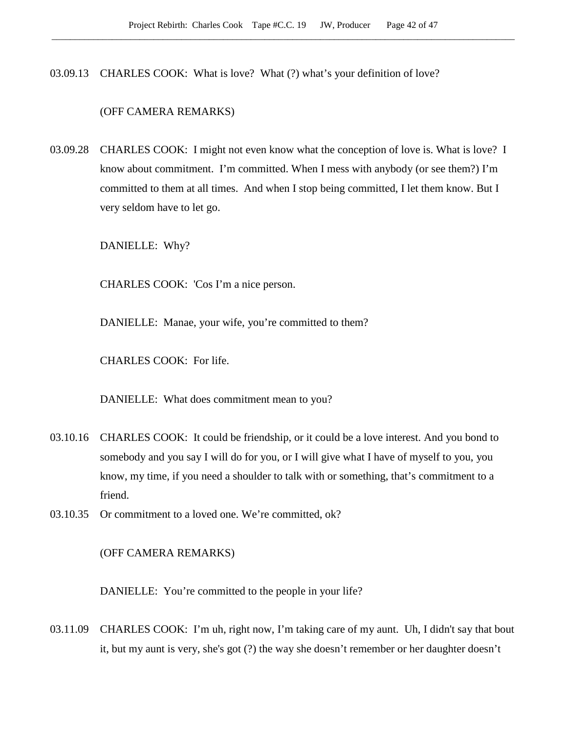03.09.13 CHARLES COOK: What is love? What (?) what's your definition of love?

(OFF CAMERA REMARKS)

03.09.28 CHARLES COOK: I might not even know what the conception of love is. What is love? I know about commitment. I'm committed. When I mess with anybody (or see them?) I'm committed to them at all times. And when I stop being committed, I let them know. But I very seldom have to let go.

DANIELLE: Why?

CHARLES COOK: 'Cos I'm a nice person.

DANIELLE: Manae, your wife, you're committed to them?

CHARLES COOK: For life.

DANIELLE: What does commitment mean to you?

03.10.16 CHARLES COOK: It could be friendship, or it could be a love interest. And you bond to somebody and you say I will do for you, or I will give what I have of myself to you, you know, my time, if you need a shoulder to talk with or something, that's commitment to a friend.

03.10.35 Or commitment to a loved one. We're committed, ok?

(OFF CAMERA REMARKS)

DANIELLE: You're committed to the people in your life?

03.11.09 CHARLES COOK: I'm uh, right now, I'm taking care of my aunt. Uh, I didn't say that bout it, but my aunt is very, she's got (?) the way she doesn't remember or her daughter doesn't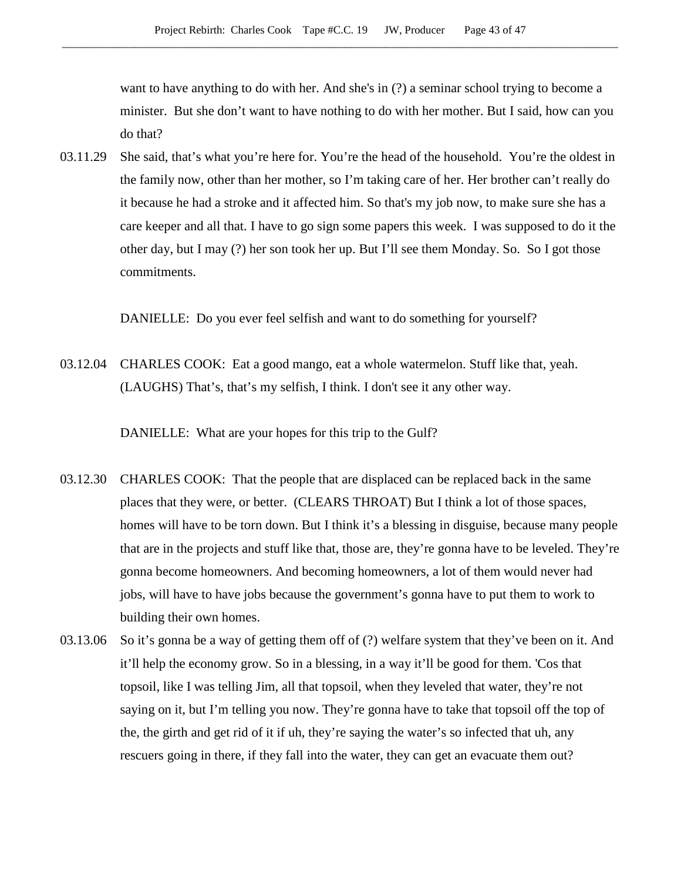want to have anything to do with her. And she's in (?) a seminar school trying to become a minister. But she don't want to have nothing to do with her mother. But I said, how can you do that?

03.11.29 She said, that's what you're here for. You're the head of the household. You're the oldest in the family now, other than her mother, so I'm taking care of her. Her brother can't really do it because he had a stroke and it affected him. So that's my job now, to make sure she has a care keeper and all that. I have to go sign some papers this week. I was supposed to do it the other day, but I may (?) her son took her up. But I'll see them Monday. So. So I got those commitments.

DANIELLE: Do you ever feel selfish and want to do something for yourself?

03.12.04 CHARLES COOK: Eat a good mango, eat a whole watermelon. Stuff like that, yeah. (LAUGHS) That's, that's my selfish, I think. I don't see it any other way.

DANIELLE: What are your hopes for this trip to the Gulf?

03.12.30 CHARLES COOK: That the people that are displaced can be replaced back in the same places that they were, or better. (CLEARS THROAT) But I think a lot of those spaces, homes will have to be torn down. But I think it's a blessing in disguise, because many people that are in the projects and stuff like that, those are, they're gonna have to be leveled. They're gonna become homeowners. And becoming homeowners, a lot of them would never had jobs, will have to have jobs because the government's gonna have to put them to work to building their own homes.

03.13.06 So it's gonna be a way of getting them off of (?) welfare system that they've been on it. And it'll help the economy grow. So in a blessing, in a way it'll be good for them. 'Cos that topsoil, like I was telling Jim, all that topsoil, when they leveled that water, they're not saying on it, but I'm telling you now. They're gonna have to take that topsoil off the top of the, the girth and get rid of it if uh, they're saying the water's so infected that uh, any rescuers going in there, if they fall into the water, they can get an evacuate them out?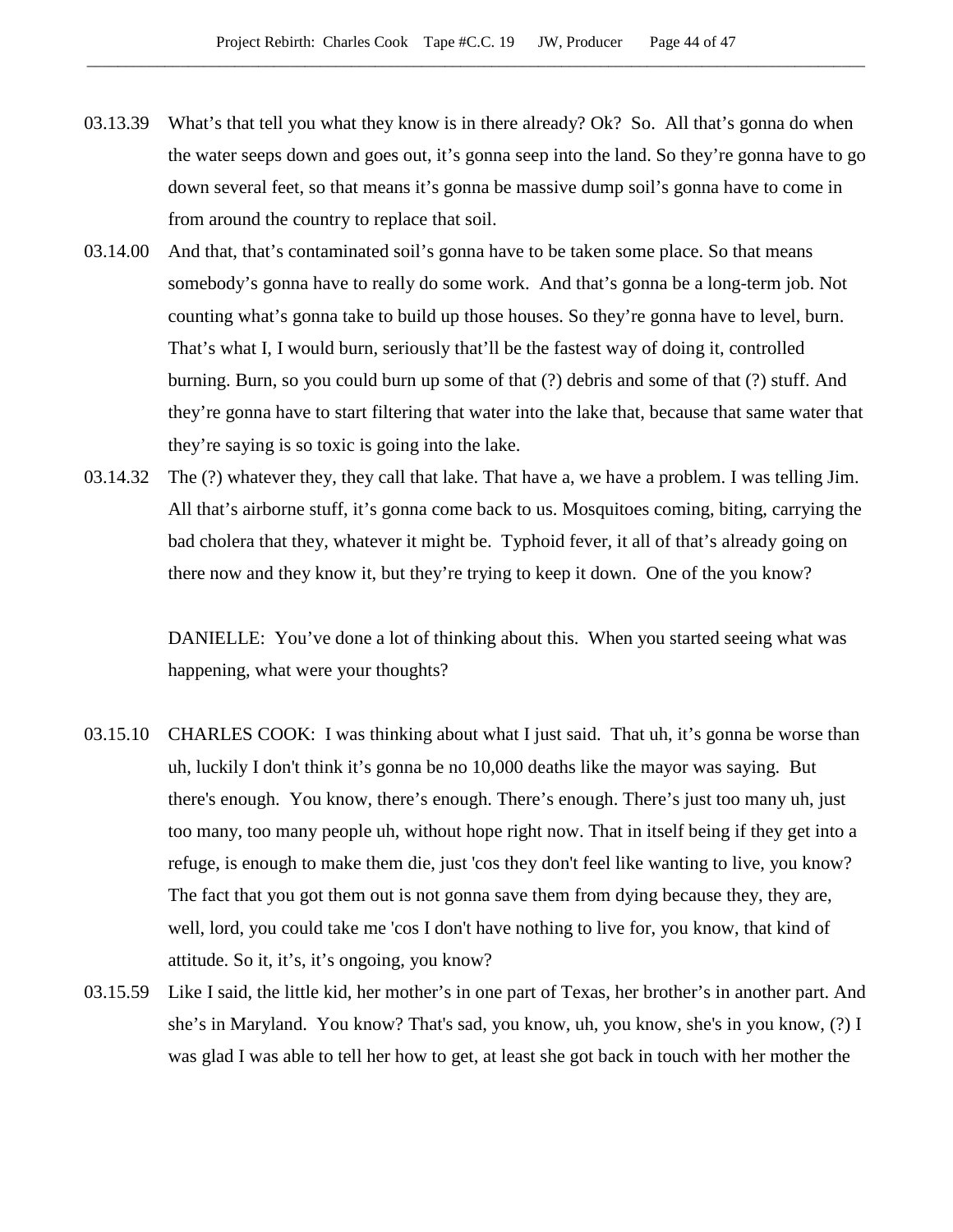03.13.39 What's that tell you what they know is in there already? Ok? So. All that's gonna do when the water seeps down and goes out, it's gonna seep into the land. So they're gonna have to go down several feet, so that means it's gonna be massive dump soil's gonna have to come in from around the country to replace that soil.

03.14.00 And that, that's contaminated soil's gonna have to be taken some place. So that means somebody's gonna have to really do some work. And that's gonna be a long-term job. Not counting what's gonna take to build up those houses. So they're gonna have to level, burn. That's what I, I would burn, seriously that'll be the fastest way of doing it, controlled burning. Burn, so you could burn up some of that (?) debris and some of that (?) stuff. And they're gonna have to start filtering that water into the lake that, because that same water that they're saying is so toxic is going into the lake.

03.14.32 The (?) whatever they, they call that lake. That have a, we have a problem. I was telling Jim. All that's airborne stuff, it's gonna come back to us. Mosquitoes coming, biting, carrying the bad cholera that they, whatever it might be. Typhoid fever, it all of that's already going on there now and they know it, but they're trying to keep it down. One of the you know?

DANIELLE: You've done a lot of thinking about this. When you started seeing what was happening, what were your thoughts?

03.15.10 CHARLES COOK: I was thinking about what I just said. That uh, it's gonna be worse than uh, luckily I don't think it's gonna be no 10,000 deaths like the mayor was saying. But there's enough. You know, there's enough. There's enough. There's just too many uh, just too many, too many people uh, without hope right now. That in itself being if they get into a refuge, is enough to make them die, just 'cos they don't feel like wanting to live, you know? The fact that you got them out is not gonna save them from dying because they, they are, well, lord, you could take me 'cos I don't have nothing to live for, you know, that kind of attitude. So it, it's, it's ongoing, you know?

03.15.59 Like I said, the little kid, her mother's in one part of Texas, her brother's in another part. And she's in Maryland. You know? That's sad, you know, uh, you know, she's in you know, (?) I was glad I was able to tell her how to get, at least she got back in touch with her mother the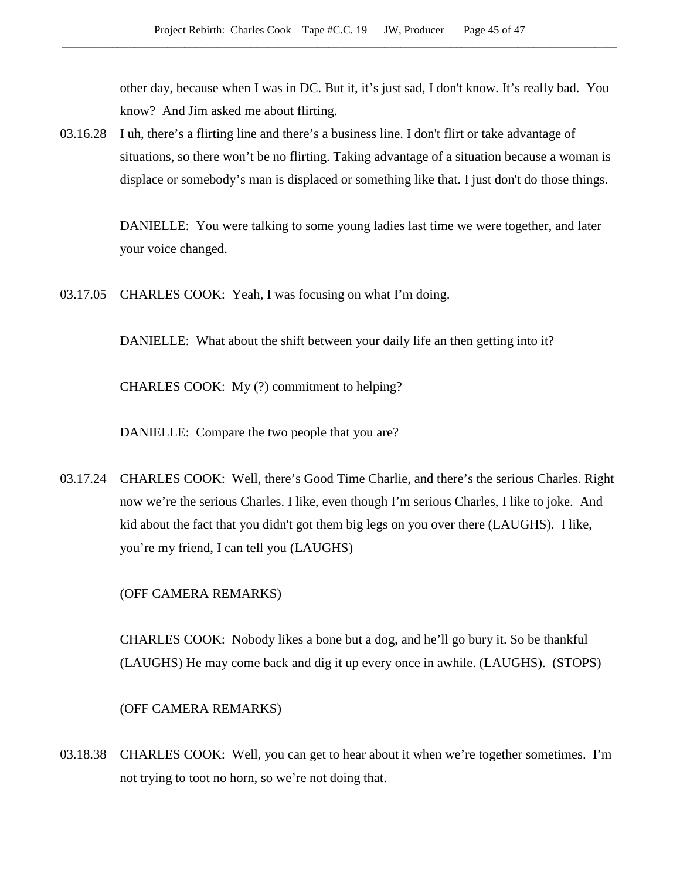other day, because when I was in DC. But it, it's just sad, I don't know. It's really bad. You know? And Jim asked me about flirting.

03.16.28 I uh, there's a flirting line and there's a business line. I don't flirt or take advantage of situations, so there won't be no flirting. Taking advantage of a situation because a woman is displace or somebody's man is displaced or something like that. I just don't do those things.

DANIELLE: You were talking to some young ladies last time we were together, and later your voice changed.

03.17.05 CHARLES COOK: Yeah, I was focusing on what I'm doing.

DANIELLE: What about the shift between your daily life an then getting into it?

CHARLES COOK: My (?) commitment to helping?

DANIELLE: Compare the two people that you are?

03.17.24 CHARLES COOK: Well, there's Good Time Charlie, and there's the serious Charles. Right now we're the serious Charles. I like, even though I'm serious Charles, I like to joke. And kid about the fact that you didn't got them big legs on you over there (LAUGHS). I like, you're my friend, I can tell you (LAUGHS)

(OFF CAMERA REMARKS)

CHARLES COOK: Nobody likes a bone but a dog, and he'll go bury it. So be thankful (LAUGHS) He may come back and dig it up every once in awhile. (LAUGHS). (STOPS)

(OFF CAMERA REMARKS)

03.18.38 CHARLES COOK: Well, you can get to hear about it when we're together sometimes. I'm not trying to toot no horn, so we're not doing that.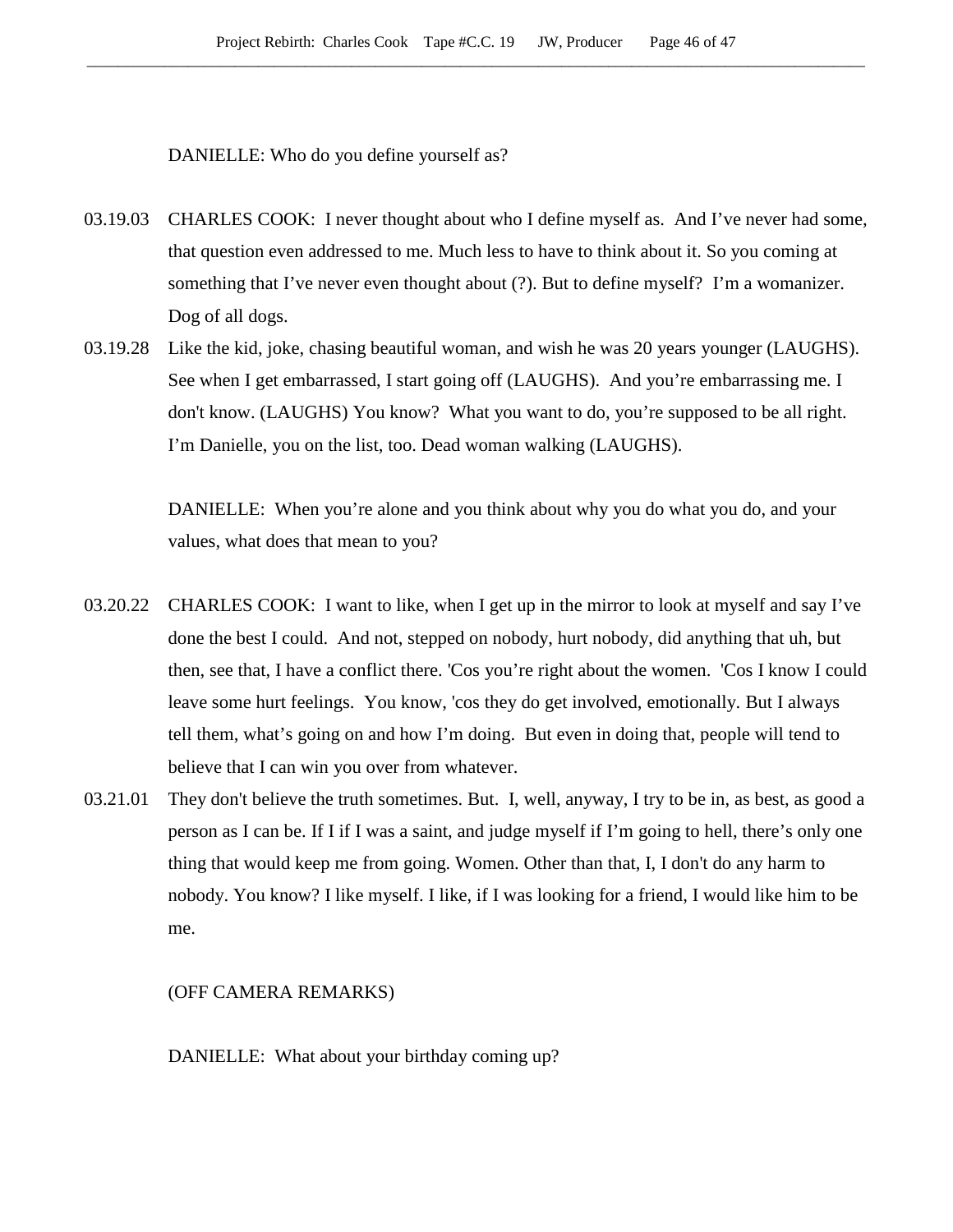DANIELLE: Who do you define yourself as?

03.19.03 CHARLES COOK: I never thought about who I define myself as. And I've never had some, that question even addressed to me. Much less to have to think about it. So you coming at something that I've never even thought about (?). But to define myself? I'm a womanizer. Dog of all dogs.

03.19.28 Like the kid, joke, chasing beautiful woman, and wish he was 20 years younger (LAUGHS). See when I get embarrassed, I start going off (LAUGHS). And you're embarrassing me. I don't know. (LAUGHS) You know? What you want to do, you're supposed to be all right. I'm Danielle, you on the list, too. Dead woman walking (LAUGHS).

DANIELLE: When you're alone and you think about why you do what you do, and your values, what does that mean to you?

03.20.22 CHARLES COOK: I want to like, when I get up in the mirror to look at myself and say I've done the best I could. And not, stepped on nobody, hurt nobody, did anything that uh, but then, see that, I have a conflict there. 'Cos you're right about the women. 'Cos I know I could leave some hurt feelings. You know, 'cos they do get involved, emotionally. But I always tell them, what's going on and how I'm doing. But even in doing that, people will tend to believe that I can win you over from whatever.

03.21.01 They don't believe the truth sometimes. But. I, well, anyway, I try to be in, as best, as good a person as I can be. If I if I was a saint, and judge myself if I'm going to hell, there's only one thing that would keep me from going. Women. Other than that, I, I don't do any harm to nobody. You know? I like myself. I like, if I was looking for a friend, I would like him to be me.

(OFF CAMERA REMARKS)

DANIELLE: What about your birthday coming up?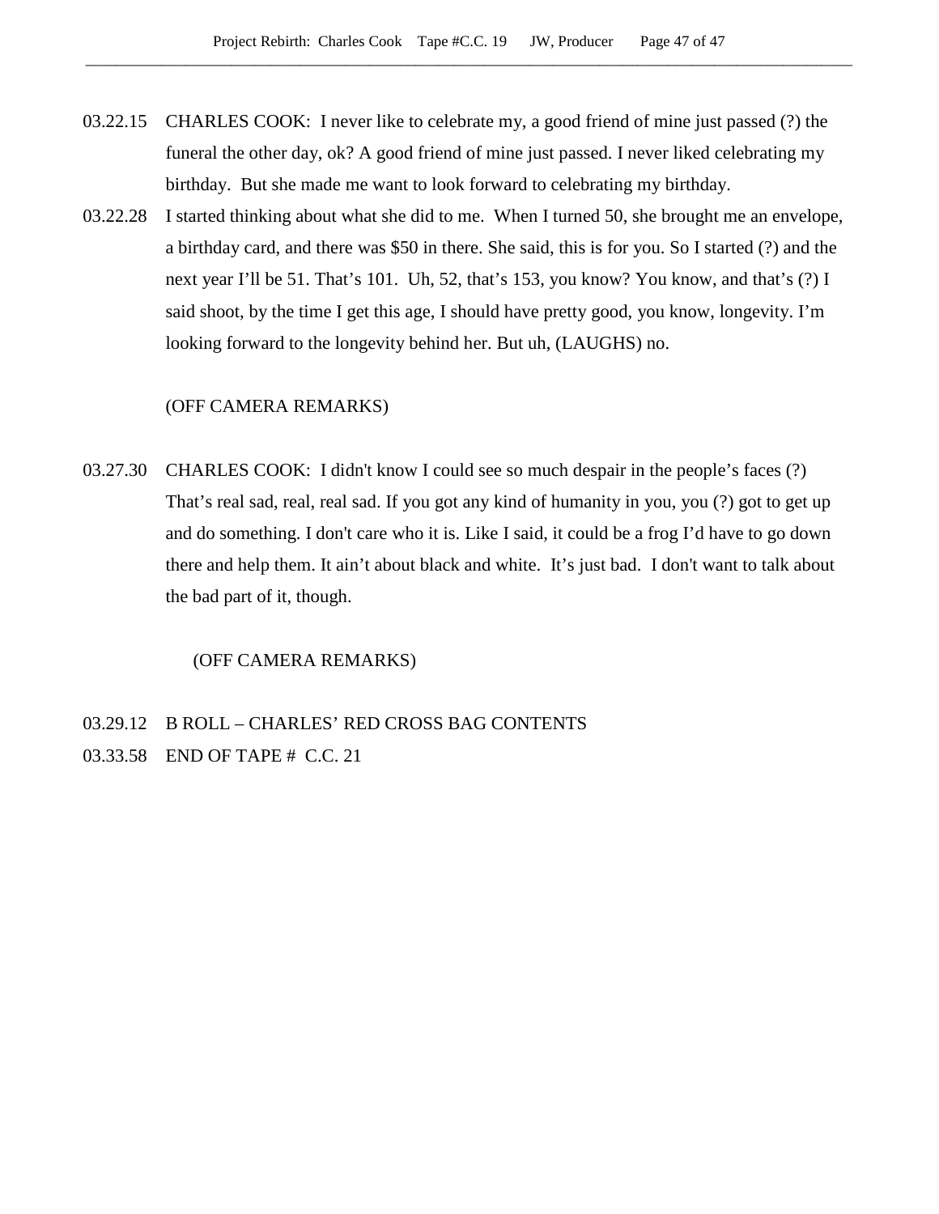03.22.15 CHARLES COOK: I never like to celebrate my, a good friend of mine just passed (?) the funeral the other day, ok? A good friend of mine just passed. I never liked celebrating my birthday. But she made me want to look forward to celebrating my birthday.

03.22.28 I started thinking about what she did to me. When I turned 50, she brought me an envelope, a birthday card, and there was $50 in there. She said, this is for you. So I started (?) and the next year I'll be 51. That's 101. Uh, 52, that's 153, you know? You know, and that's (?) I said shoot, by the time I get this age, I should have pretty good, you know, longevity. I'm looking forward to the longevity behind her. But uh, (LAUGHS) no.

(OFF CAMERA REMARKS)

03.27.30 CHARLES COOK: I didn't know I could see so much despair in the people's faces (?) That's real sad, real, real sad. If you got any kind of humanity in you, you (?) got to get up and do something. I don't care who it is. Like I said, it could be a frog I'd have to go down there and help them. It ain't about black and white. It's just bad. I don't want to talk about the bad part of it, though.

(OFF CAMERA REMARKS)

03.29.12 B ROLL – CHARLES' RED CROSS BAG CONTENTS

03.33.58 END OF TAPE # C.C. 21